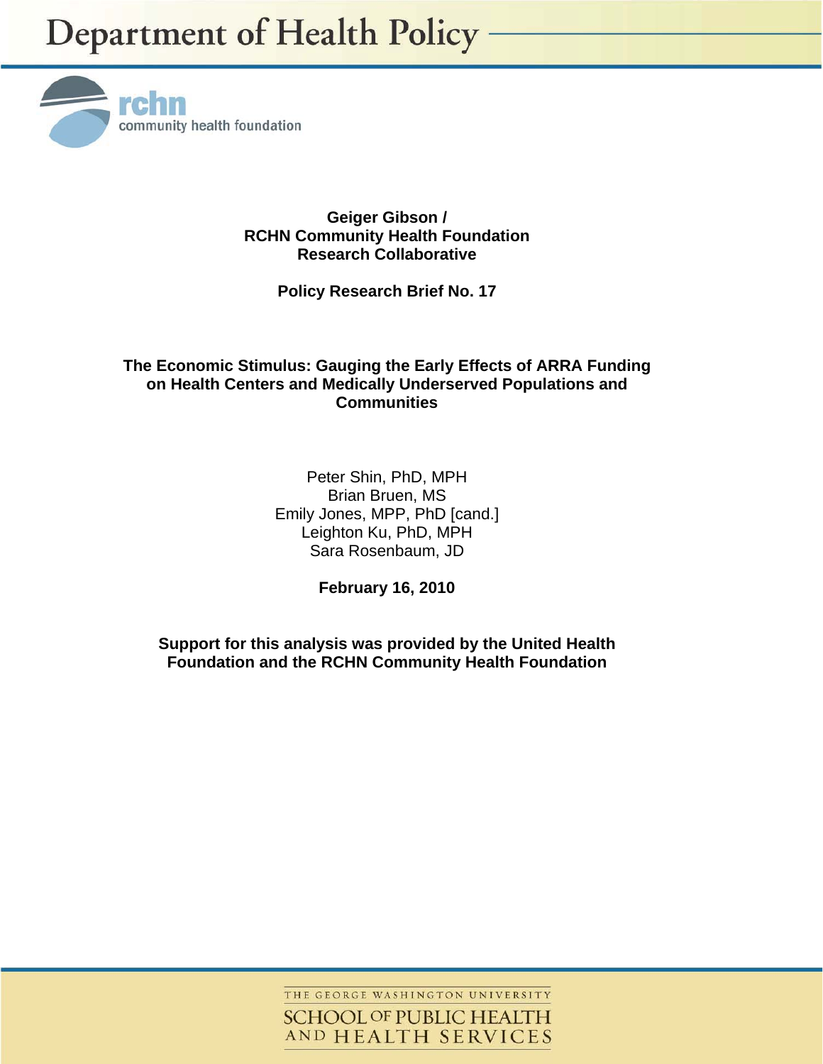Department of Health Policy

rchn community health foundation

**Geiger Gibson /**
**RCHN Community Health Foundation**
**Research Collaborative**

**Policy Research Brief No. 17**

# The Economic Stimulus: Gauging the Early Effects of ARRA Funding on Health Centers and Medically Underserved Populations and Communities

Peter Shin, PhD, MPH
Brian Bruen, MS
Emily Jones, MPP, PhD [cand.]
Leighton Ku, PhD, MPH
Sara Rosenbaum, JD

**February 16, 2010**

**Support for this analysis was provided by the United Health Foundation and the RCHN Community Health Foundation**

THE GEORGE WASHINGTON UNIVERSITY
SCHOOL OF PUBLIC HEALTH AND HEALTH SERVICES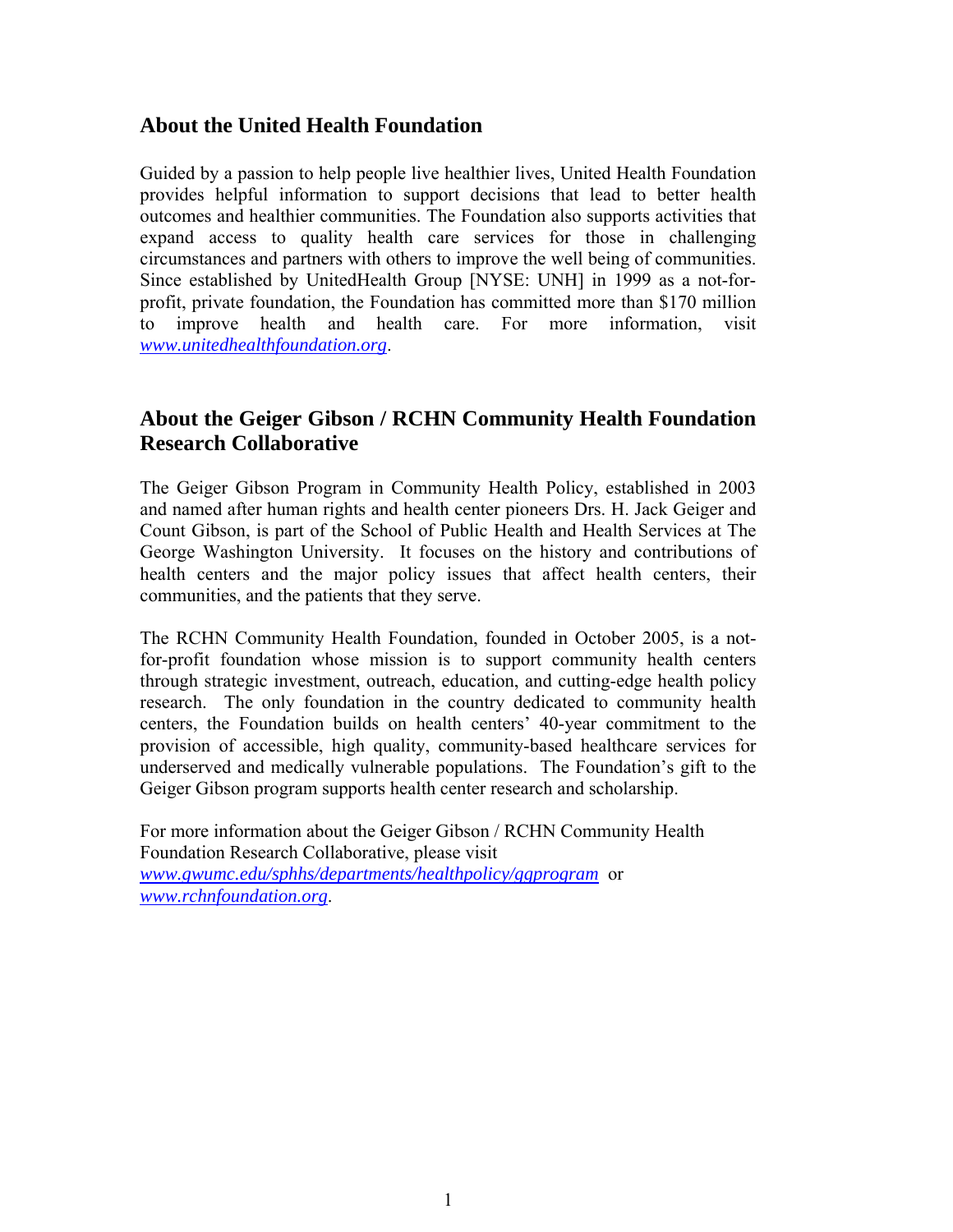## About the United Health Foundation

Guided by a passion to help people live healthier lives, United Health Foundation provides helpful information to support decisions that lead to better health outcomes and healthier communities. The Foundation also supports activities that expand access to quality health care services for those in challenging circumstances and partners with others to improve the well being of communities. Since established by UnitedHealth Group [NYSE: UNH] in 1999 as a not-for-profit, private foundation, the Foundation has committed more than $170 million to improve health and health care. For more information, visit *www.unitedhealthfoundation.org*.

## About the Geiger Gibson / RCHN Community Health Foundation Research Collaborative

The Geiger Gibson Program in Community Health Policy, established in 2003 and named after human rights and health center pioneers Drs. H. Jack Geiger and Count Gibson, is part of the School of Public Health and Health Services at The George Washington University. It focuses on the history and contributions of health centers and the major policy issues that affect health centers, their communities, and the patients that they serve.

The RCHN Community Health Foundation, founded in October 2005, is a not-for-profit foundation whose mission is to support community health centers through strategic investment, outreach, education, and cutting-edge health policy research. The only foundation in the country dedicated to community health centers, the Foundation builds on health centers' 40-year commitment to the provision of accessible, high quality, community-based healthcare services for underserved and medically vulnerable populations. The Foundation's gift to the Geiger Gibson program supports health center research and scholarship.

For more information about the Geiger Gibson / RCHN Community Health Foundation Research Collaborative, please visit *www.gwumc.edu/sphhs/departments/healthpolicy/ggprogram* or *www.rchnfoundation.org*.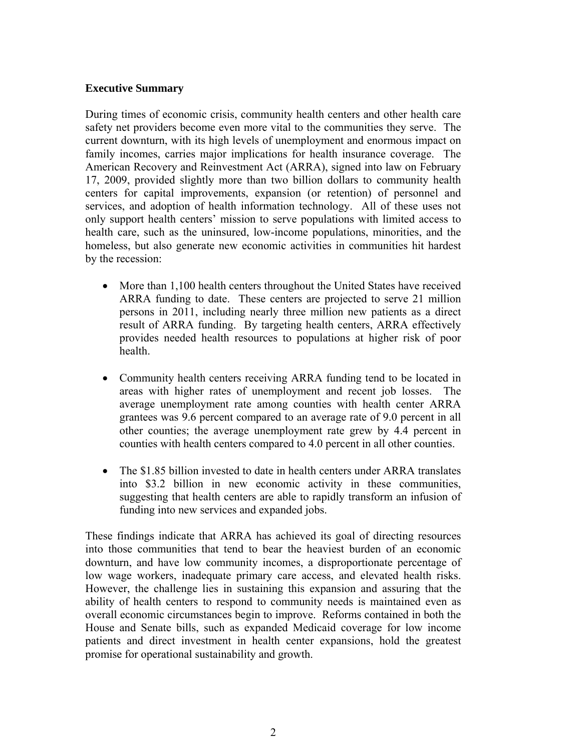**Executive Summary**

During times of economic crisis, community health centers and other health care safety net providers become even more vital to the communities they serve. The current downturn, with its high levels of unemployment and enormous impact on family incomes, carries major implications for health insurance coverage. The American Recovery and Reinvestment Act (ARRA), signed into law on February 17, 2009, provided slightly more than two billion dollars to community health centers for capital improvements, expansion (or retention) of personnel and services, and adoption of health information technology. All of these uses not only support health centers' mission to serve populations with limited access to health care, such as the uninsured, low-income populations, minorities, and the homeless, but also generate new economic activities in communities hit hardest by the recession:

- More than 1,100 health centers throughout the United States have received ARRA funding to date. These centers are projected to serve 21 million persons in 2011, including nearly three million new patients as a direct result of ARRA funding. By targeting health centers, ARRA effectively provides needed health resources to populations at higher risk of poor health.

- Community health centers receiving ARRA funding tend to be located in areas with higher rates of unemployment and recent job losses. The average unemployment rate among counties with health center ARRA grantees was 9.6 percent compared to an average rate of 9.0 percent in all other counties; the average unemployment rate grew by 4.4 percent in counties with health centers compared to 4.0 percent in all other counties.

- The $1.85 billion invested to date in health centers under ARRA translates into $3.2 billion in new economic activity in these communities, suggesting that health centers are able to rapidly transform an infusion of funding into new services and expanded jobs.

These findings indicate that ARRA has achieved its goal of directing resources into those communities that tend to bear the heaviest burden of an economic downturn, and have low community incomes, a disproportionate percentage of low wage workers, inadequate primary care access, and elevated health risks. However, the challenge lies in sustaining this expansion and assuring that the ability of health centers to respond to community needs is maintained even as overall economic circumstances begin to improve. Reforms contained in both the House and Senate bills, such as expanded Medicaid coverage for low income patients and direct investment in health center expansions, hold the greatest promise for operational sustainability and growth.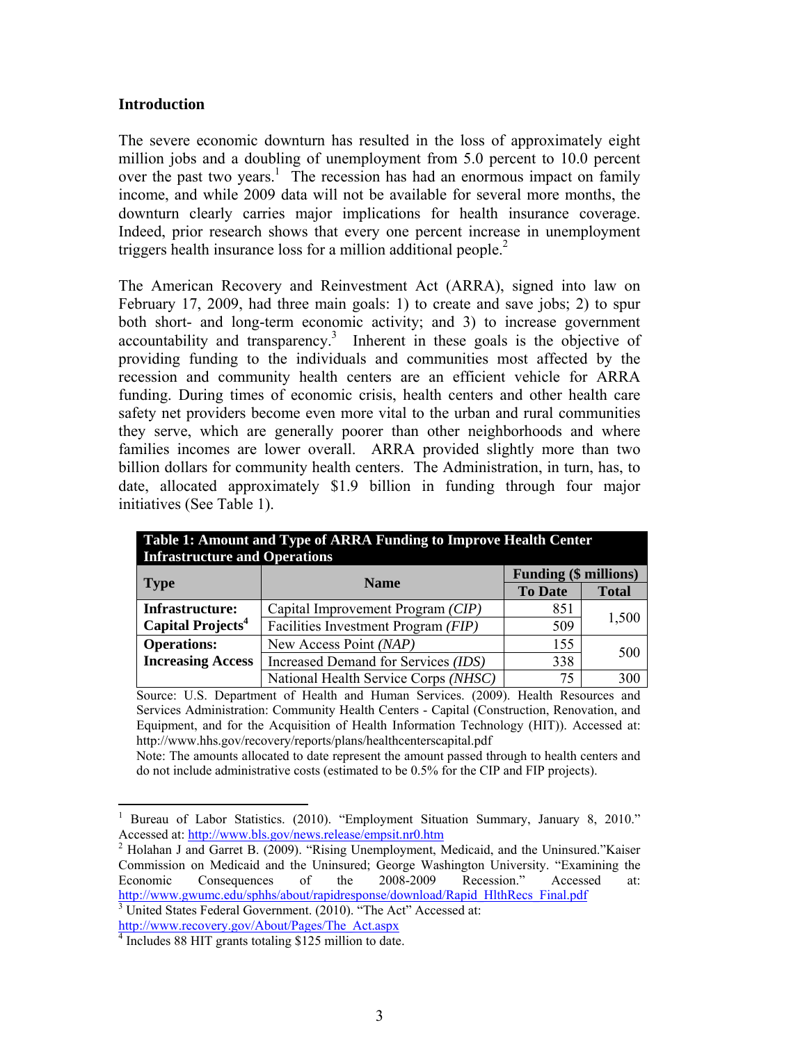## Introduction

The severe economic downturn has resulted in the loss of approximately eight million jobs and a doubling of unemployment from 5.0 percent to 10.0 percent over the past two years.[1] The recession has had an enormous impact on family income, and while 2009 data will not be available for several more months, the downturn clearly carries major implications for health insurance coverage. Indeed, prior research shows that every one percent increase in unemployment triggers health insurance loss for a million additional people.[2]

The American Recovery and Reinvestment Act (ARRA), signed into law on February 17, 2009, had three main goals: 1) to create and save jobs; 2) to spur both short- and long-term economic activity; and 3) to increase government accountability and transparency.[3] Inherent in these goals is the objective of providing funding to the individuals and communities most affected by the recession and community health centers are an efficient vehicle for ARRA funding. During times of economic crisis, health centers and other health care safety net providers become even more vital to the urban and rural communities they serve, which are generally poorer than other neighborhoods and where families incomes are lower overall. ARRA provided slightly more than two billion dollars for community health centers. The Administration, in turn, has, to date, allocated approximately $1.9 billion in funding through four major initiatives (See Table 1).

**Table 1: Amount and Type of ARRA Funding to Improve Health Center Infrastructure and Operations**

| Type | Name | Funding ($ millions) | |
|---|---|---|---|
| | | To Date | Total |
| **Infrastructure: Capital Projects**[4] | Capital Improvement Program *(CIP)* | 851 | 1,500 |
| | Facilities Investment Program *(FIP)* | 509 | |
| **Operations: Increasing Access** | New Access Point *(NAP)* | 155 | 500 |
| | Increased Demand for Services *(IDS)* | 338 | |
| | National Health Service Corps *(NHSC)* | 75 | 300 |

Source: U.S. Department of Health and Human Services. (2009). Health Resources and Services Administration: Community Health Centers - Capital (Construction, Renovation, and Equipment, and for the Acquisition of Health Information Technology (HIT)). Accessed at: http://www.hhs.gov/recovery/reports/plans/healthcenterscapital.pdf

Note: The amounts allocated to date represent the amount passed through to health centers and do not include administrative costs (estimated to be 0.5% for the CIP and FIP projects).

---

[1] Bureau of Labor Statistics. (2010). "Employment Situation Summary, January 8, 2010." Accessed at: http://www.bls.gov/news.release/empsit.nr0.htm

[2] Holahan J and Garret B. (2009). "Rising Unemployment, Medicaid, and the Uninsured."Kaiser Commission on Medicaid and the Uninsured; George Washington University. "Examining the Economic Consequences of the 2008-2009 Recession." Accessed at: http://www.gwumc.edu/sphhs/about/rapidresponse/download/Rapid_HlthRecs_Final.pdf

[3] United States Federal Government. (2010). "The Act" Accessed at: http://www.recovery.gov/About/Pages/The_Act.aspx

[4] Includes 88 HIT grants totaling $125 million to date.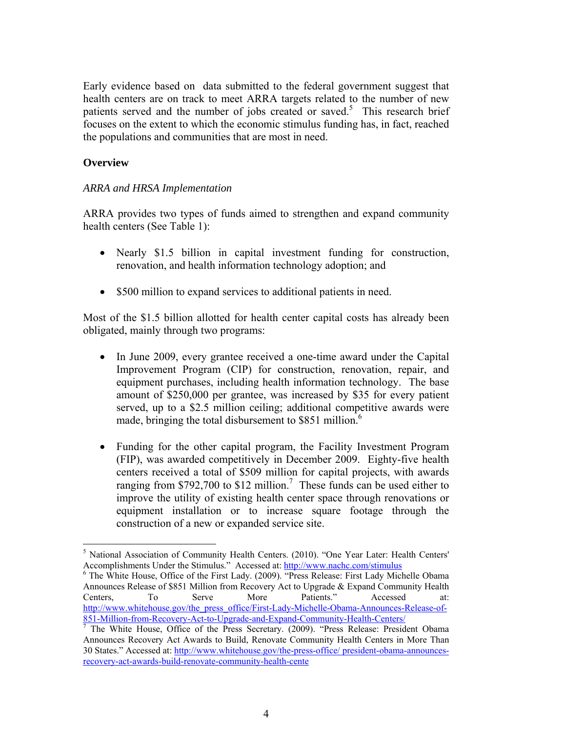Early evidence based on data submitted to the federal government suggest that health centers are on track to meet ARRA targets related to the number of new patients served and the number of jobs created or saved.[5] This research brief focuses on the extent to which the economic stimulus funding has, in fact, reached the populations and communities that are most in need.

## Overview

*ARRA and HRSA Implementation*

ARRA provides two types of funds aimed to strengthen and expand community health centers (See Table 1):

- Nearly $1.5 billion in capital investment funding for construction, renovation, and health information technology adoption; and
- $500 million to expand services to additional patients in need.

Most of the $1.5 billion allotted for health center capital costs has already been obligated, mainly through two programs:

- In June 2009, every grantee received a one-time award under the Capital Improvement Program (CIP) for construction, renovation, repair, and equipment purchases, including health information technology. The base amount of $250,000 per grantee, was increased by $35 for every patient served, up to a $2.5 million ceiling; additional competitive awards were made, bringing the total disbursement to $851 million.[6]
- Funding for the other capital program, the Facility Investment Program (FIP), was awarded competitively in December 2009. Eighty-five health centers received a total of $509 million for capital projects, with awards ranging from $792,700 to $12 million.[7] These funds can be used either to improve the utility of existing health center space through renovations or equipment installation or to increase square footage through the construction of a new or expanded service site.

---

[5] National Association of Community Health Centers. (2010). "One Year Later: Health Centers' Accomplishments Under the Stimulus." Accessed at: http://www.nachc.com/stimulus

[6] The White House, Office of the First Lady. (2009). "Press Release: First Lady Michelle Obama Announces Release of $851 Million from Recovery Act to Upgrade & Expand Community Health Centers, To Serve More Patients." Accessed at: http://www.whitehouse.gov/the_press_office/First-Lady-Michelle-Obama-Announces-Release-of-851-Million-from-Recovery-Act-to-Upgrade-and-Expand-Community-Health-Centers/

[7] The White House, Office of the Press Secretary. (2009). "Press Release: President Obama Announces Recovery Act Awards to Build, Renovate Community Health Centers in More Than 30 States." Accessed at: http://www.whitehouse.gov/the-press-office/ president-obama-announces-recovery-act-awards-build-renovate-community-health-cente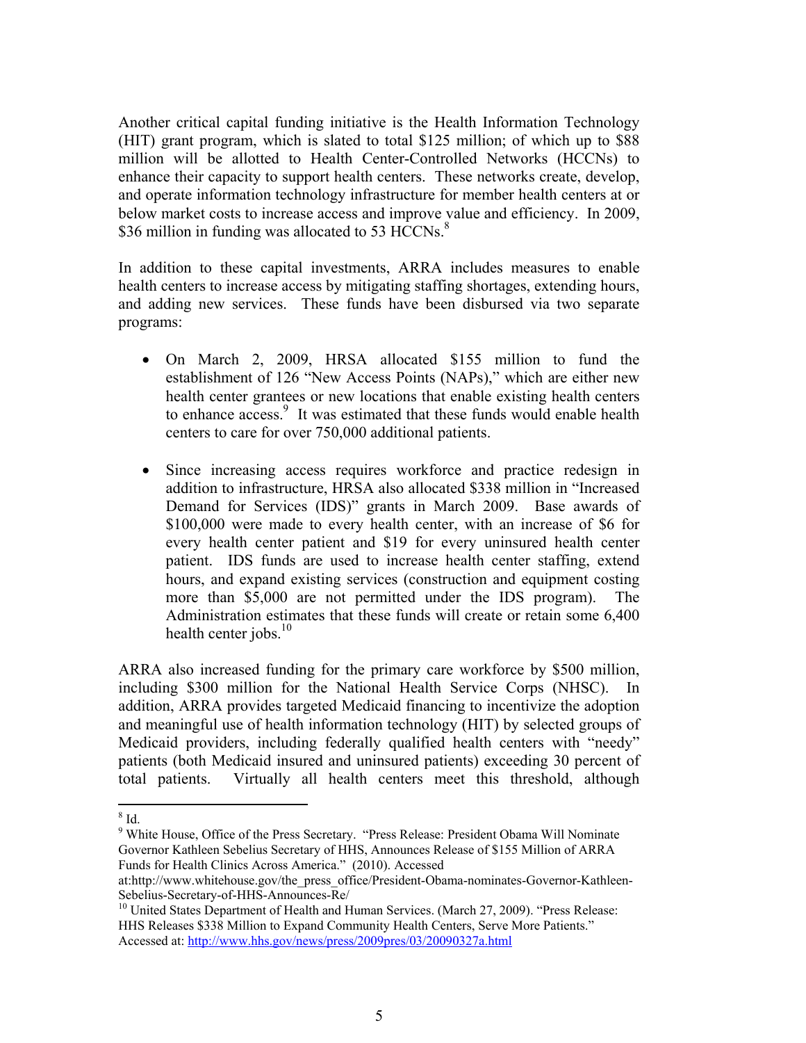Another critical capital funding initiative is the Health Information Technology (HIT) grant program, which is slated to total $125 million; of which up to $88 million will be allotted to Health Center-Controlled Networks (HCCNs) to enhance their capacity to support health centers. These networks create, develop, and operate information technology infrastructure for member health centers at or below market costs to increase access and improve value and efficiency. In 2009, $36 million in funding was allocated to 53 HCCNs.[8]

In addition to these capital investments, ARRA includes measures to enable health centers to increase access by mitigating staffing shortages, extending hours, and adding new services. These funds have been disbursed via two separate programs:

- On March 2, 2009, HRSA allocated $155 million to fund the establishment of 126 "New Access Points (NAPs)," which are either new health center grantees or new locations that enable existing health centers to enhance access.[9] It was estimated that these funds would enable health centers to care for over 750,000 additional patients.
- Since increasing access requires workforce and practice redesign in addition to infrastructure, HRSA also allocated $338 million in "Increased Demand for Services (IDS)" grants in March 2009. Base awards of $100,000 were made to every health center, with an increase of $6 for every health center patient and $19 for every uninsured health center patient. IDS funds are used to increase health center staffing, extend hours, and expand existing services (construction and equipment costing more than $5,000 are not permitted under the IDS program). The Administration estimates that these funds will create or retain some 6,400 health center jobs.[10]

ARRA also increased funding for the primary care workforce by $500 million, including $300 million for the National Health Service Corps (NHSC). In addition, ARRA provides targeted Medicaid financing to incentivize the adoption and meaningful use of health information technology (HIT) by selected groups of Medicaid providers, including federally qualified health centers with "needy" patients (both Medicaid insured and uninsured patients) exceeding 30 percent of total patients. Virtually all health centers meet this threshold, although

---

[8] Id.

[9] White House, Office of the Press Secretary. "Press Release: President Obama Will Nominate Governor Kathleen Sebelius Secretary of HHS, Announces Release of $155 Million of ARRA Funds for Health Clinics Across America." (2010). Accessed at:http://www.whitehouse.gov/the_press_office/President-Obama-nominates-Governor-Kathleen-Sebelius-Secretary-of-HHS-Announces-Re/

[10] United States Department of Health and Human Services. (March 27, 2009). "Press Release: HHS Releases $338 Million to Expand Community Health Centers, Serve More Patients." Accessed at: http://www.hhs.gov/news/press/2009pres/03/20090327a.html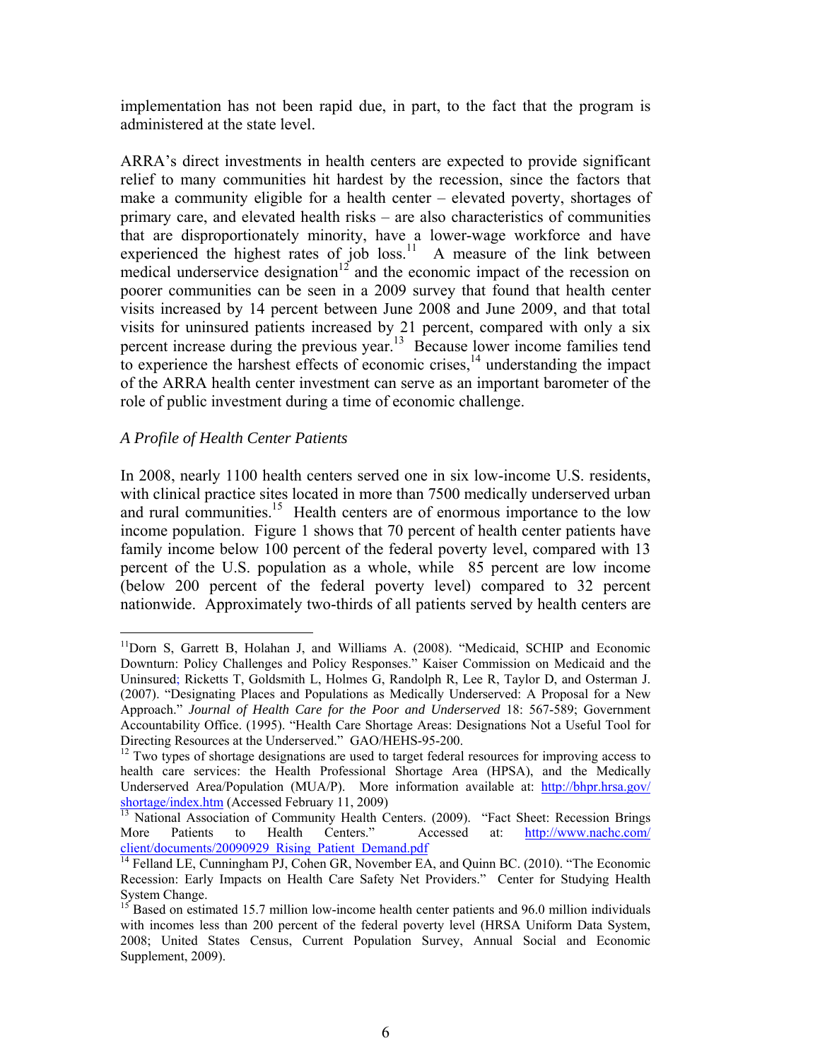implementation has not been rapid due, in part, to the fact that the program is administered at the state level.

ARRA's direct investments in health centers are expected to provide significant relief to many communities hit hardest by the recession, since the factors that make a community eligible for a health center – elevated poverty, shortages of primary care, and elevated health risks – are also characteristics of communities that are disproportionately minority, have a lower-wage workforce and have experienced the highest rates of job loss.[11] A measure of the link between medical underservice designation[12] and the economic impact of the recession on poorer communities can be seen in a 2009 survey that found that health center visits increased by 14 percent between June 2008 and June 2009, and that total visits for uninsured patients increased by 21 percent, compared with only a six percent increase during the previous year.[13] Because lower income families tend to experience the harshest effects of economic crises,[14] understanding the impact of the ARRA health center investment can serve as an important barometer of the role of public investment during a time of economic challenge.

*A Profile of Health Center Patients*

In 2008, nearly 1100 health centers served one in six low-income U.S. residents, with clinical practice sites located in more than 7500 medically underserved urban and rural communities.[15] Health centers are of enormous importance to the low income population. Figure 1 shows that 70 percent of health center patients have family income below 100 percent of the federal poverty level, compared with 13 percent of the U.S. population as a whole, while 85 percent are low income (below 200 percent of the federal poverty level) compared to 32 percent nationwide. Approximately two-thirds of all patients served by health centers are

---

[11] Dorn S, Garrett B, Holahan J, and Williams A. (2008). "Medicaid, SCHIP and Economic Downturn: Policy Challenges and Policy Responses." Kaiser Commission on Medicaid and the Uninsured; Ricketts T, Goldsmith L, Holmes G, Randolph R, Lee R, Taylor D, and Osterman J. (2007). "Designating Places and Populations as Medically Underserved: A Proposal for a New Approach." *Journal of Health Care for the Poor and Underserved* 18: 567-589; Government Accountability Office. (1995). "Health Care Shortage Areas: Designations Not a Useful Tool for Directing Resources at the Underserved." GAO/HEHS-95-200.

[12] Two types of shortage designations are used to target federal resources for improving access to health care services: the Health Professional Shortage Area (HPSA), and the Medically Underserved Area/Population (MUA/P). More information available at: http://bhpr.hrsa.gov/shortage/index.htm (Accessed February 11, 2009)

[13] National Association of Community Health Centers. (2009). "Fact Sheet: Recession Brings More Patients to Health Centers." Accessed at: http://www.nachc.com/client/documents/20090929_Rising_Patient_Demand.pdf

[14] Felland LE, Cunningham PJ, Cohen GR, November EA, and Quinn BC. (2010). "The Economic Recession: Early Impacts on Health Care Safety Net Providers." Center for Studying Health System Change.

[15] Based on estimated 15.7 million low-income health center patients and 96.0 million individuals with incomes less than 200 percent of the federal poverty level (HRSA Uniform Data System, 2008; United States Census, Current Population Survey, Annual Social and Economic Supplement, 2009).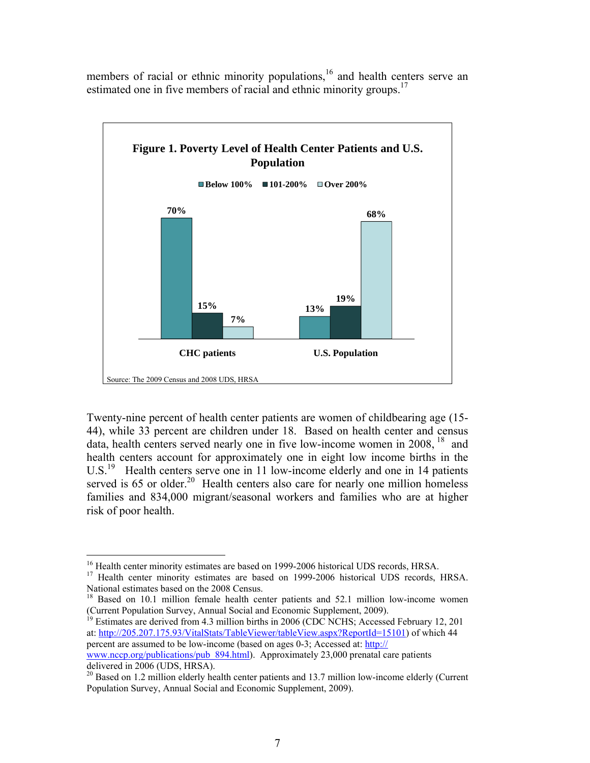members of racial or ethnic minority populations,[16] and health centers serve an estimated one in five members of racial and ethnic minority groups.[17]

**Figure 1. Poverty Level of Health Center Patients and U.S. Population**

Below 100%  101-200%  Over 200%

70%
15%
7%
CHC patients

13%
19%
68%
U.S. Population

Source: The 2009 Census and 2008 UDS, HRSA

Twenty-nine percent of health center patients are women of childbearing age (15-44), while 33 percent are children under 18. Based on health center and census data, health centers served nearly one in five low-income women in 2008, [18] and health centers account for approximately one in eight low income births in the U.S.[19] Health centers serve one in 11 low-income elderly and one in 14 patients served is 65 or older.[20] Health centers also care for nearly one million homeless families and 834,000 migrant/seasonal workers and families who are at higher risk of poor health.

---

[16] Health center minority estimates are based on 1999-2006 historical UDS records, HRSA.

[17] Health center minority estimates are based on 1999-2006 historical UDS records, HRSA. National estimates based on the 2008 Census.

[18] Based on 10.1 million female health center patients and 52.1 million low-income women (Current Population Survey, Annual Social and Economic Supplement, 2009).

[19] Estimates are derived from 4.3 million births in 2006 (CDC NCHS; Accessed February 12, 201 at: http://205.207.175.93/VitalStats/TableViewer/tableView.aspx?ReportId=15101) of which 44 percent are assumed to be low-income (based on ages 0-3; Accessed at: http://www.nccp.org/publications/pub_894.html). Approximately 23,000 prenatal care patients delivered in 2006 (UDS, HRSA).

[20] Based on 1.2 million elderly health center patients and 13.7 million low-income elderly (Current Population Survey, Annual Social and Economic Supplement, 2009).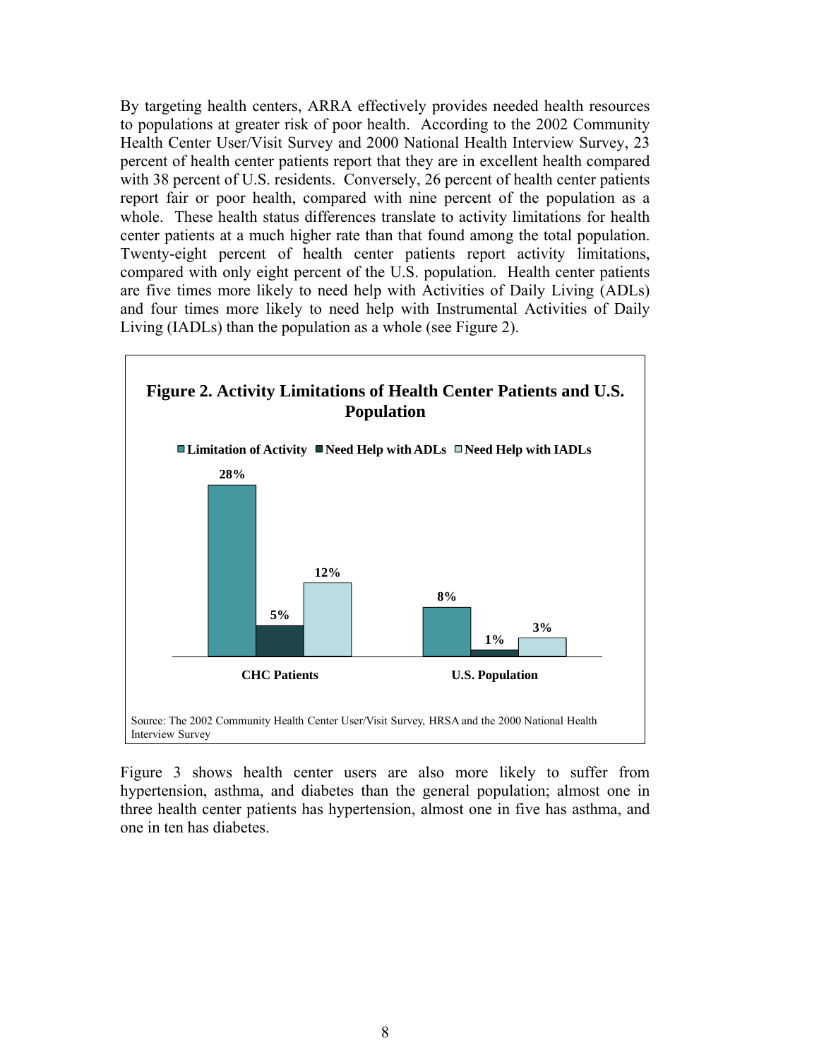By targeting health centers, ARRA effectively provides needed health resources to populations at greater risk of poor health. According to the 2002 Community Health Center User/Visit Survey and 2000 National Health Interview Survey, 23 percent of health center patients report that they are in excellent health compared with 38 percent of U.S. residents. Conversely, 26 percent of health center patients report fair or poor health, compared with nine percent of the population as a whole. These health status differences translate to activity limitations for health center patients at a much higher rate than that found among the total population. Twenty-eight percent of health center patients report activity limitations, compared with only eight percent of the U.S. population. Health center patients are five times more likely to need help with Activities of Daily Living (ADLs) and four times more likely to need help with Instrumental Activities of Daily Living (IADLs) than the population as a whole (see Figure 2).

**Figure 2. Activity Limitations of Health Center Patients and U.S. Population**

Limitation of Activity
Need Help with ADLs
Need Help with IADLs

28%
5%
12%
8%
1%
3%

CHC Patients
U.S. Population

Source: The 2002 Community Health Center User/Visit Survey, HRSA and the 2000 National Health Interview Survey

Figure 3 shows health center users are also more likely to suffer from hypertension, asthma, and diabetes than the general population; almost one in three health center patients has hypertension, almost one in five has asthma, and one in ten has diabetes.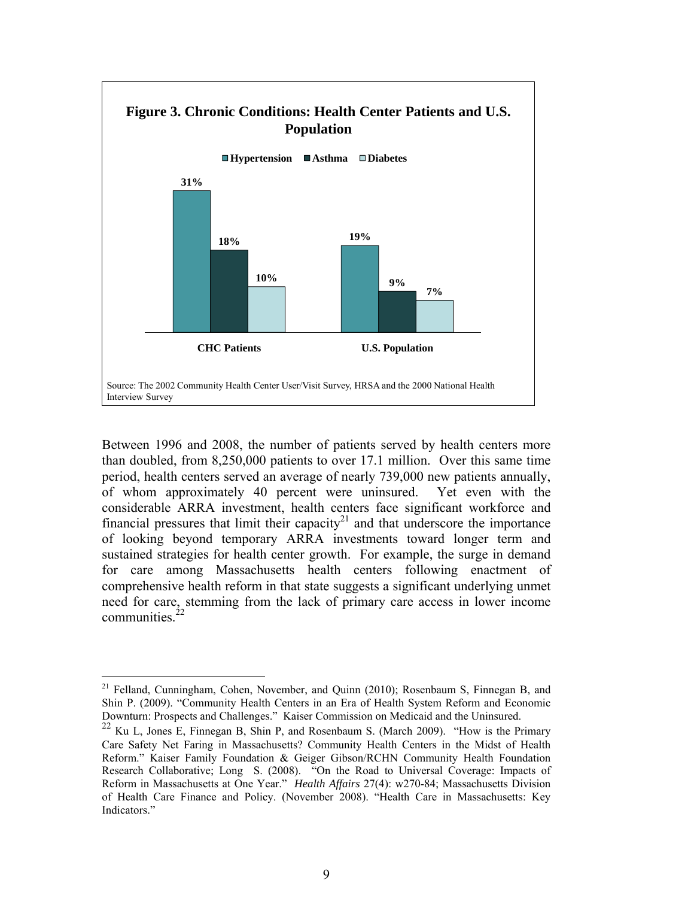**Figure 3. Chronic Conditions: Health Center Patients and U.S. Population**

| | Hypertension | Asthma | Diabetes |
|---|---|---|---|
| CHC Patients | 31% | 18% | 10% |
| U.S. Population | 19% | 9% | 7% |

Source: The 2002 Community Health Center User/Visit Survey, HRSA and the 2000 National Health Interview Survey

Between 1996 and 2008, the number of patients served by health centers more than doubled, from 8,250,000 patients to over 17.1 million. Over this same time period, health centers served an average of nearly 739,000 new patients annually, of whom approximately 40 percent were uninsured. Yet even with the considerable ARRA investment, health centers face significant workforce and financial pressures that limit their capacity[21] and that underscore the importance of looking beyond temporary ARRA investments toward longer term and sustained strategies for health center growth. For example, the surge in demand for care among Massachusetts health centers following enactment of comprehensive health reform in that state suggests a significant underlying unmet need for care, stemming from the lack of primary care access in lower income communities.[22]

---

[21] Felland, Cunningham, Cohen, November, and Quinn (2010); Rosenbaum S, Finnegan B, and Shin P. (2009). "Community Health Centers in an Era of Health System Reform and Economic Downturn: Prospects and Challenges." Kaiser Commission on Medicaid and the Uninsured.

[22] Ku L, Jones E, Finnegan B, Shin P, and Rosenbaum S. (March 2009). "How is the Primary Care Safety Net Faring in Massachusetts? Community Health Centers in the Midst of Health Reform." Kaiser Family Foundation & Geiger Gibson/RCHN Community Health Foundation Research Collaborative; Long S. (2008). "On the Road to Universal Coverage: Impacts of Reform in Massachusetts at One Year." *Health Affairs* 27(4): w270-84; Massachusetts Division of Health Care Finance and Policy. (November 2008). "Health Care in Massachusetts: Key Indicators."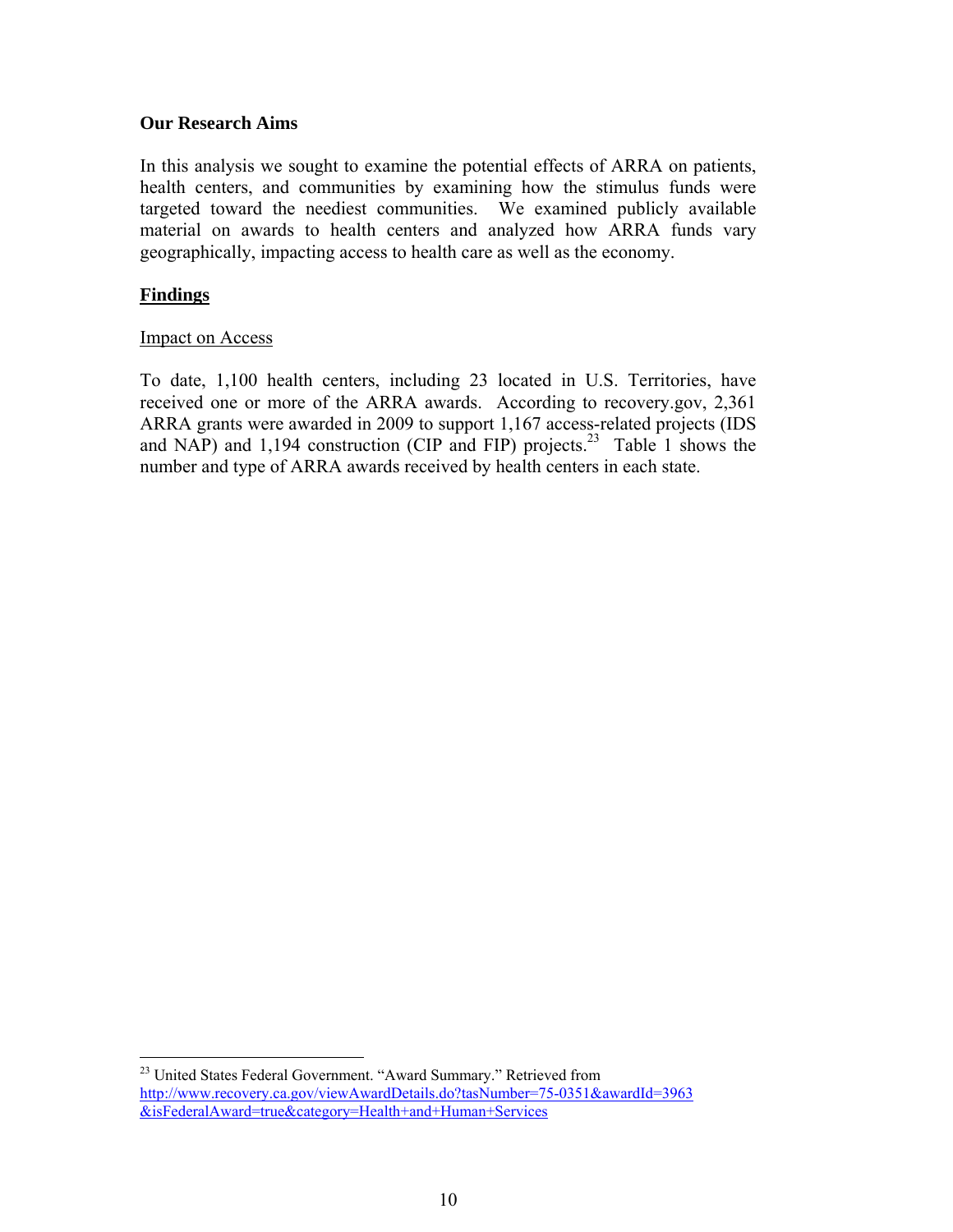**Our Research Aims**

In this analysis we sought to examine the potential effects of ARRA on patients, health centers, and communities by examining how the stimulus funds were targeted toward the neediest communities. We examined publicly available material on awards to health centers and analyzed how ARRA funds vary geographically, impacting access to health care as well as the economy.

## **Findings**

Impact on Access

To date, 1,100 health centers, including 23 located in U.S. Territories, have received one or more of the ARRA awards. According to recovery.gov, 2,361 ARRA grants were awarded in 2009 to support 1,167 access-related projects (IDS and NAP) and 1,194 construction (CIP and FIP) projects.[23] Table 1 shows the number and type of ARRA awards received by health centers in each state.

[23] United States Federal Government. "Award Summary." Retrieved from http://www.recovery.ca.gov/viewAwardDetails.do?tasNumber=75-0351&awardId=3963&isFederalAward=true&category=Health+and+Human+Services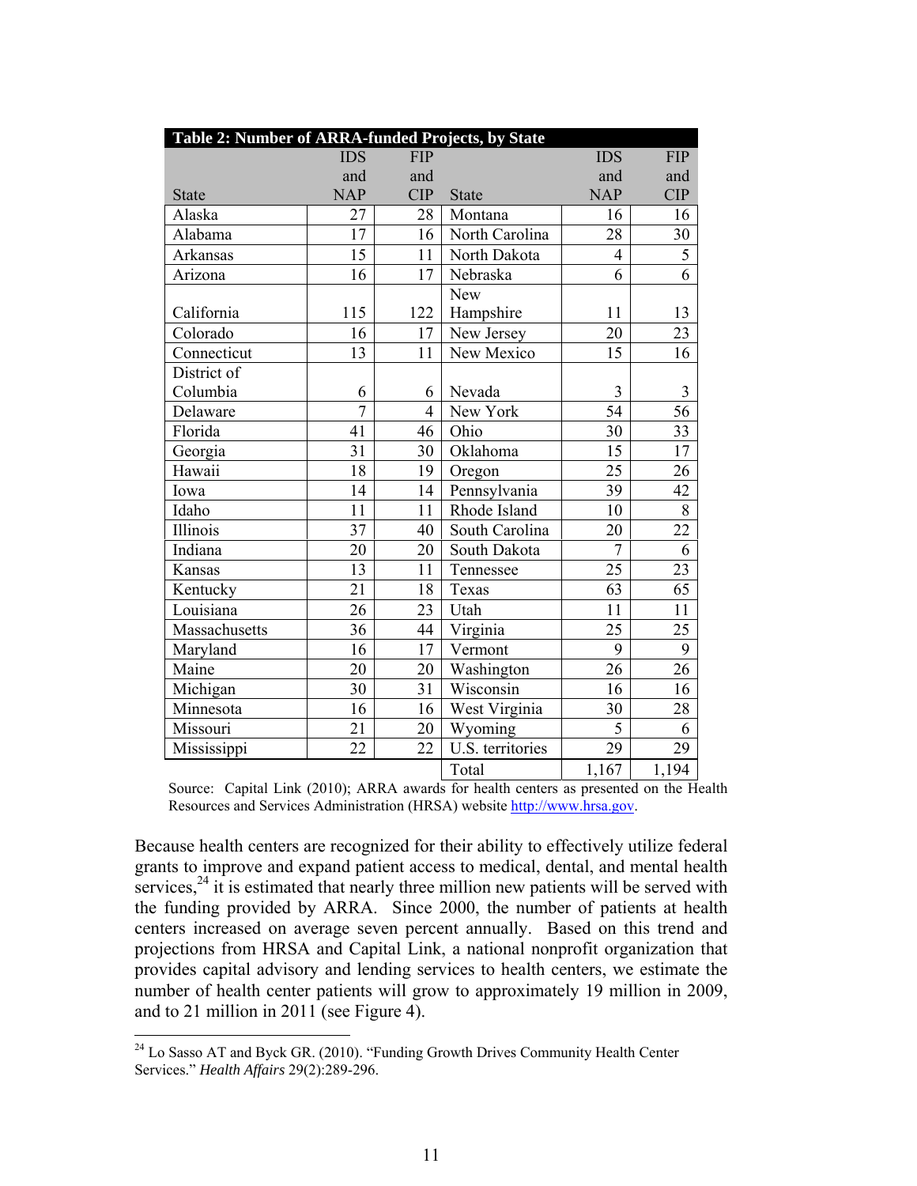**Table 2: Number of ARRA-funded Projects, by State**

| State | IDS and NAP | FIP and CIP | State | IDS and NAP | FIP and CIP |
|---|---|---|---|---|---|
| Alaska | 27 | 28 | Montana | 16 | 16 |
| Alabama | 17 | 16 | North Carolina | 28 | 30 |
| Arkansas | 15 | 11 | North Dakota | 4 | 5 |
| Arizona | 16 | 17 | Nebraska | 6 | 6 |
| California | 115 | 122 | New Hampshire | 11 | 13 |
| Colorado | 16 | 17 | New Jersey | 20 | 23 |
| Connecticut | 13 | 11 | New Mexico | 15 | 16 |
| District of Columbia | 6 | 6 | Nevada | 3 | 3 |
| Delaware | 7 | 4 | New York | 54 | 56 |
| Florida | 41 | 46 | Ohio | 30 | 33 |
| Georgia | 31 | 30 | Oklahoma | 15 | 17 |
| Hawaii | 18 | 19 | Oregon | 25 | 26 |
| Iowa | 14 | 14 | Pennsylvania | 39 | 42 |
| Idaho | 11 | 11 | Rhode Island | 10 | 8 |
| Illinois | 37 | 40 | South Carolina | 20 | 22 |
| Indiana | 20 | 20 | South Dakota | 7 | 6 |
| Kansas | 13 | 11 | Tennessee | 25 | 23 |
| Kentucky | 21 | 18 | Texas | 63 | 65 |
| Louisiana | 26 | 23 | Utah | 11 | 11 |
| Massachusetts | 36 | 44 | Virginia | 25 | 25 |
| Maryland | 16 | 17 | Vermont | 9 | 9 |
| Maine | 20 | 20 | Washington | 26 | 26 |
| Michigan | 30 | 31 | Wisconsin | 16 | 16 |
| Minnesota | 16 | 16 | West Virginia | 30 | 28 |
| Missouri | 21 | 20 | Wyoming | 5 | 6 |
| Mississippi | 22 | 22 | U.S. territories | 29 | 29 |
| | | | Total | 1,167 | 1,194 |

Source: Capital Link (2010); ARRA awards for health centers as presented on the Health Resources and Services Administration (HRSA) website http://www.hrsa.gov.

Because health centers are recognized for their ability to effectively utilize federal grants to improve and expand patient access to medical, dental, and mental health services,[24] it is estimated that nearly three million new patients will be served with the funding provided by ARRA. Since 2000, the number of patients at health centers increased on average seven percent annually. Based on this trend and projections from HRSA and Capital Link, a national nonprofit organization that provides capital advisory and lending services to health centers, we estimate the number of health center patients will grow to approximately 19 million in 2009, and to 21 million in 2011 (see Figure 4).

[24] Lo Sasso AT and Byck GR. (2010). "Funding Growth Drives Community Health Center Services." *Health Affairs* 29(2):289-296.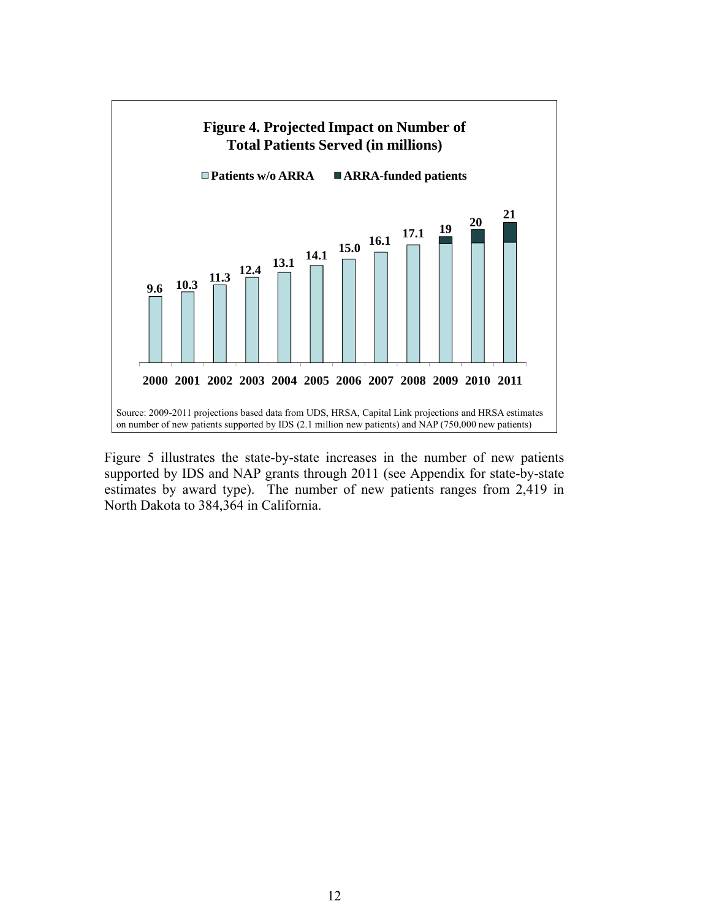**Figure 4. Projected Impact on Number of Total Patients Served (in millions)**

Patients w/o ARRA

ARRA-funded patients

9.6
10.3
11.3
12.4
13.1
14.1
15.0
16.1
17.1
19
20
21

2000 2001 2002 2003 2004 2005 2006 2007 2008 2009 2010 2011

Source: 2009-2011 projections based data from UDS, HRSA, Capital Link projections and HRSA estimates on number of new patients supported by IDS (2.1 million new patients) and NAP (750,000 new patients)

Figure 5 illustrates the state-by-state increases in the number of new patients supported by IDS and NAP grants through 2011 (see Appendix for state-by-state estimates by award type). The number of new patients ranges from 2,419 in North Dakota to 384,364 in California.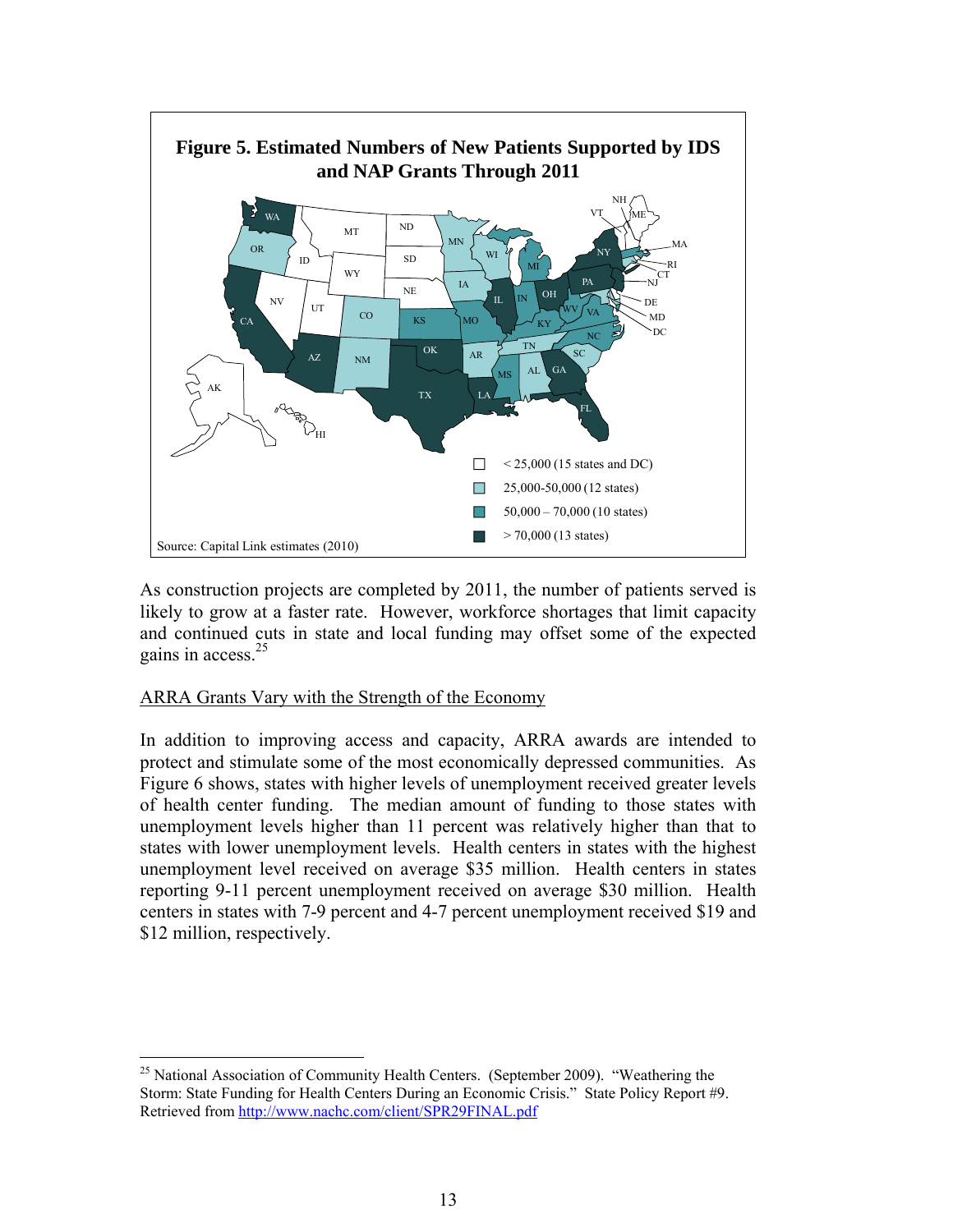**Figure 5. Estimated Numbers of New Patients Supported by IDS and NAP Grants Through 2011**

WA OR CA NV ID MT WY UT AZ CO NM ND SD NE KS OK TX MN IA MO AR LA WI IL MI IN OH KY TN MS AL GA FL SC NC VA WV PA NY VT NH ME MA RI CT NJ DE MD DC AK HI

< 25,000 (15 states and DC)

25,000-50,000 (12 states)

50,000 – 70,000 (10 states)

> 70,000 (13 states)

Source: Capital Link estimates (2010)

As construction projects are completed by 2011, the number of patients served is likely to grow at a faster rate. However, workforce shortages that limit capacity and continued cuts in state and local funding may offset some of the expected gains in access.[25]

ARRA Grants Vary with the Strength of the Economy

In addition to improving access and capacity, ARRA awards are intended to protect and stimulate some of the most economically depressed communities. As Figure 6 shows, states with higher levels of unemployment received greater levels of health center funding. The median amount of funding to those states with unemployment levels higher than 11 percent was relatively higher than that to states with lower unemployment levels. Health centers in states with the highest unemployment level received on average \$35 million. Health centers in states reporting 9-11 percent unemployment received on average \$30 million. Health centers in states with 7-9 percent and 4-7 percent unemployment received \$19 and \$12 million, respectively.

[25] National Association of Community Health Centers. (September 2009). "Weathering the Storm: State Funding for Health Centers During an Economic Crisis." State Policy Report #9. Retrieved from http://www.nachc.com/client/SPR29FINAL.pdf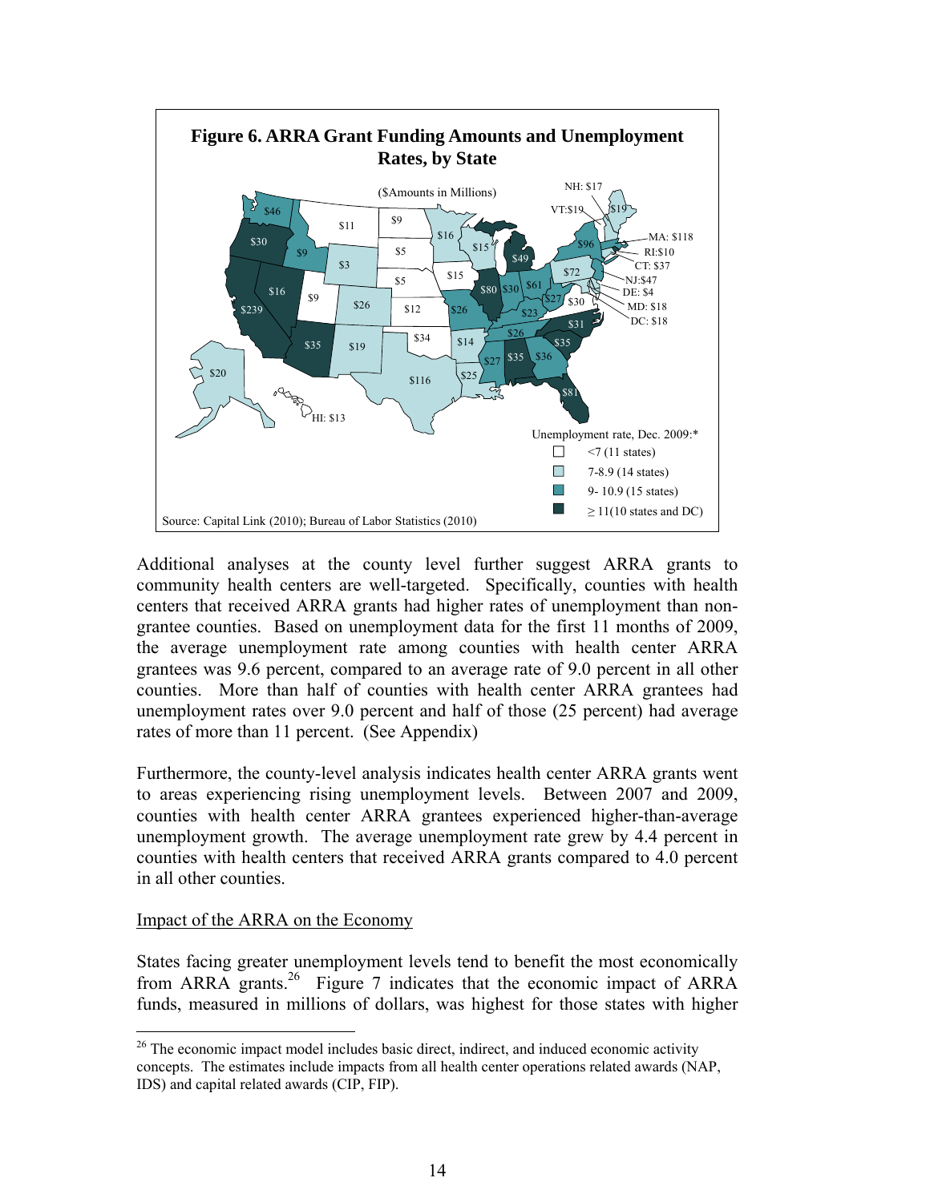**Figure 6. ARRA Grant Funding Amounts and Unemployment Rates, by State**

($Amounts in Millions)

$46
$30
$239
$16
$9
$11
$9
$3
$26
$5
$5
$12
$9
$35
$19
$34
$116
$16
$15
$15
$26
$14
$25
$80
$30
$49
$61
$23
$26
$27
$35
$36
$81
$31
$35
$27
$30
$72
$96
$20
HI: $13
NH: $17
VT:$19
$19
MA: $118
RI:$10
CT: $37
NJ:$47
DE: $4
MD: $18
DC: $18

Unemployment rate, Dec. 2009:*
<7 (11 states)
7-8.9 (14 states)
9- 10.9 (15 states)
≥ 11(10 states and DC)

Source: Capital Link (2010); Bureau of Labor Statistics (2010)

Additional analyses at the county level further suggest ARRA grants to community health centers are well-targeted. Specifically, counties with health centers that received ARRA grants had higher rates of unemployment than non-grantee counties. Based on unemployment data for the first 11 months of 2009, the average unemployment rate among counties with health center ARRA grantees was 9.6 percent, compared to an average rate of 9.0 percent in all other counties. More than half of counties with health center ARRA grantees had unemployment rates over 9.0 percent and half of those (25 percent) had average rates of more than 11 percent. (See Appendix)

Furthermore, the county-level analysis indicates health center ARRA grants went to areas experiencing rising unemployment levels. Between 2007 and 2009, counties with health center ARRA grantees experienced higher-than-average unemployment growth. The average unemployment rate grew by 4.4 percent in counties with health centers that received ARRA grants compared to 4.0 percent in all other counties.

Impact of the ARRA on the Economy

States facing greater unemployment levels tend to benefit the most economically from ARRA grants.[26] Figure 7 indicates that the economic impact of ARRA funds, measured in millions of dollars, was highest for those states with higher

[26] The economic impact model includes basic direct, indirect, and induced economic activity concepts. The estimates include impacts from all health center operations related awards (NAP, IDS) and capital related awards (CIP, FIP).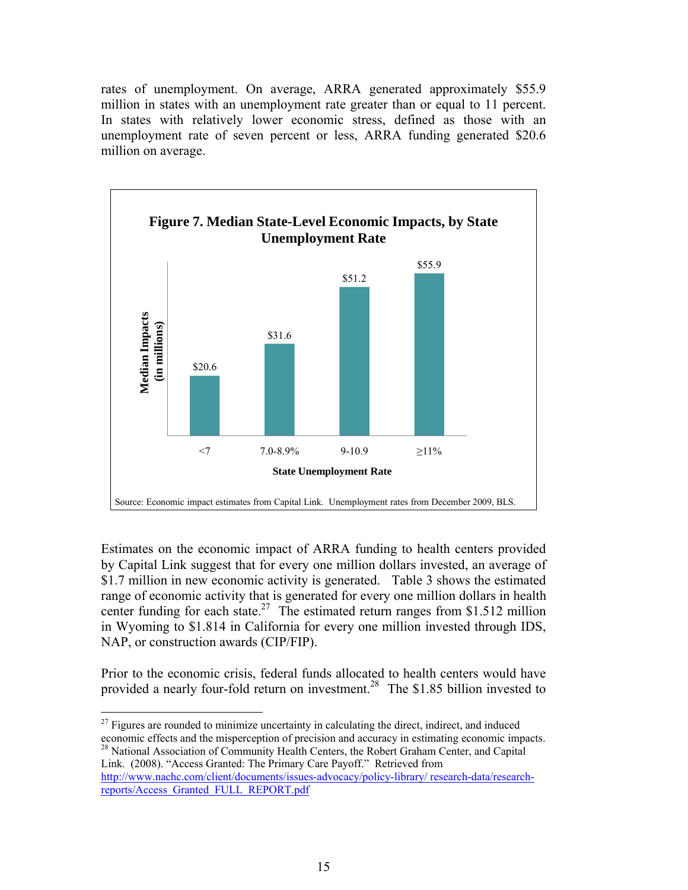rates of unemployment. On average, ARRA generated approximately $55.9 million in states with an unemployment rate greater than or equal to 11 percent. In states with relatively lower economic stress, defined as those with an unemployment rate of seven percent or less, ARRA funding generated $20.6 million on average.

**Figure 7. Median State-Level Economic Impacts, by State Unemployment Rate**

Median Impacts (in millions)

$20.6
$31.6
$51.2
$55.9

<7
7.0-8.9%
9-10.9
≥11%

State Unemployment Rate

Source: Economic impact estimates from Capital Link. Unemployment rates from December 2009, BLS.

Estimates on the economic impact of ARRA funding to health centers provided by Capital Link suggest that for every one million dollars invested, an average of $1.7 million in new economic activity is generated. Table 3 shows the estimated range of economic activity that is generated for every one million dollars in health center funding for each state.[27] The estimated return ranges from $1.512 million in Wyoming to $1.814 in California for every one million invested through IDS, NAP, or construction awards (CIP/FIP).

Prior to the economic crisis, federal funds allocated to health centers would have provided a nearly four-fold return on investment.[28] The $1.85 billion invested to

---

[27] Figures are rounded to minimize uncertainty in calculating the direct, indirect, and induced economic effects and the misperception of precision and accuracy in estimating economic impacts.

[28] National Association of Community Health Centers, the Robert Graham Center, and Capital Link. (2008). "Access Granted: The Primary Care Payoff." Retrieved from http://www.nachc.com/client/documents/issues-advocacy/policy-library/ research-data/research-reports/Access_Granted_FULL_REPORT.pdf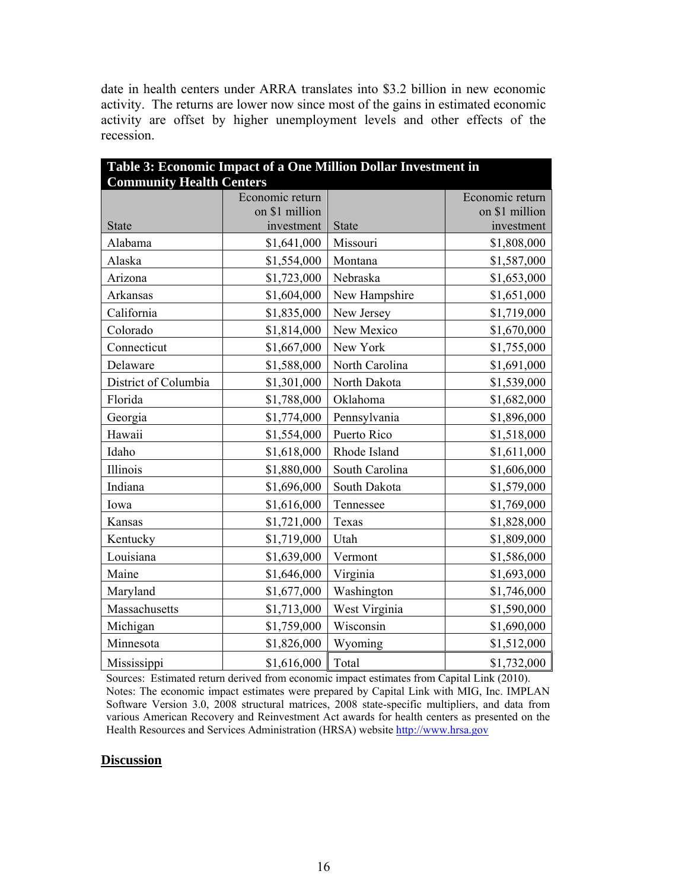date in health centers under ARRA translates into $3.2 billion in new economic activity. The returns are lower now since most of the gains in estimated economic activity are offset by higher unemployment levels and other effects of the recession.

**Table 3: Economic Impact of a One Million Dollar Investment in Community Health Centers**

| State | Economic return on $1 million investment | State | Economic return on $1 million investment |
|---|---|---|---|
| Alabama | $1,641,000 | Missouri | $1,808,000 |
| Alaska | $1,554,000 | Montana | $1,587,000 |
| Arizona | $1,723,000 | Nebraska | $1,653,000 |
| Arkansas | $1,604,000 | New Hampshire | $1,651,000 |
| California | $1,835,000 | New Jersey | $1,719,000 |
| Colorado | $1,814,000 | New Mexico | $1,670,000 |
| Connecticut | $1,667,000 | New York | $1,755,000 |
| Delaware | $1,588,000 | North Carolina | $1,691,000 |
| District of Columbia | $1,301,000 | North Dakota | $1,539,000 |
| Florida | $1,788,000 | Oklahoma | $1,682,000 |
| Georgia | $1,774,000 | Pennsylvania | $1,896,000 |
| Hawaii | $1,554,000 | Puerto Rico | $1,518,000 |
| Idaho | $1,618,000 | Rhode Island | $1,611,000 |
| Illinois | $1,880,000 | South Carolina | $1,606,000 |
| Indiana | $1,696,000 | South Dakota | $1,579,000 |
| Iowa | $1,616,000 | Tennessee | $1,769,000 |
| Kansas | $1,721,000 | Texas | $1,828,000 |
| Kentucky | $1,719,000 | Utah | $1,809,000 |
| Louisiana | $1,639,000 | Vermont | $1,586,000 |
| Maine | $1,646,000 | Virginia | $1,693,000 |
| Maryland | $1,677,000 | Washington | $1,746,000 |
| Massachusetts | $1,713,000 | West Virginia | $1,590,000 |
| Michigan | $1,759,000 | Wisconsin | $1,690,000 |
| Minnesota | $1,826,000 | Wyoming | $1,512,000 |
| Mississippi | $1,616,000 | Total | $1,732,000 |

Sources: Estimated return derived from economic impact estimates from Capital Link (2010).
Notes: The economic impact estimates were prepared by Capital Link with MIG, Inc. IMPLAN Software Version 3.0, 2008 structural matrices, 2008 state-specific multipliers, and data from various American Recovery and Reinvestment Act awards for health centers as presented on the Health Resources and Services Administration (HRSA) website http://www.hrsa.gov

## Discussion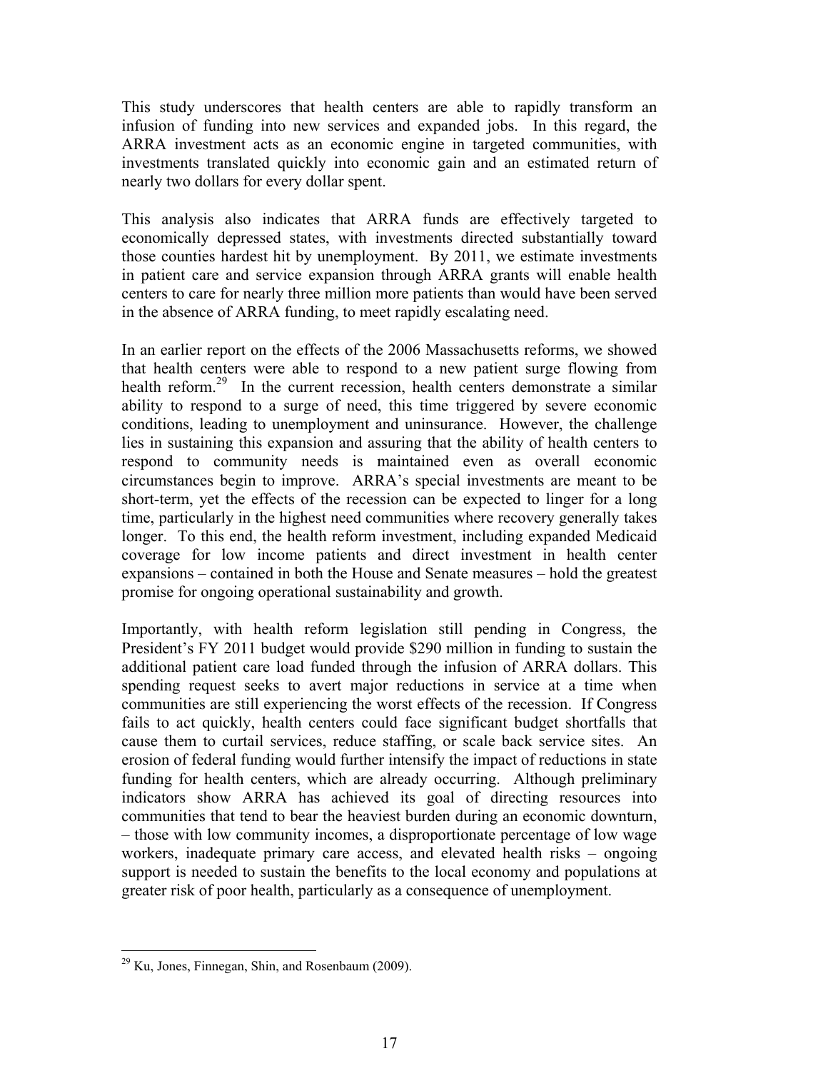This study underscores that health centers are able to rapidly transform an infusion of funding into new services and expanded jobs. In this regard, the ARRA investment acts as an economic engine in targeted communities, with investments translated quickly into economic gain and an estimated return of nearly two dollars for every dollar spent.

This analysis also indicates that ARRA funds are effectively targeted to economically depressed states, with investments directed substantially toward those counties hardest hit by unemployment. By 2011, we estimate investments in patient care and service expansion through ARRA grants will enable health centers to care for nearly three million more patients than would have been served in the absence of ARRA funding, to meet rapidly escalating need.

In an earlier report on the effects of the 2006 Massachusetts reforms, we showed that health centers were able to respond to a new patient surge flowing from health reform.[29] In the current recession, health centers demonstrate a similar ability to respond to a surge of need, this time triggered by severe economic conditions, leading to unemployment and uninsurance. However, the challenge lies in sustaining this expansion and assuring that the ability of health centers to respond to community needs is maintained even as overall economic circumstances begin to improve. ARRA's special investments are meant to be short-term, yet the effects of the recession can be expected to linger for a long time, particularly in the highest need communities where recovery generally takes longer. To this end, the health reform investment, including expanded Medicaid coverage for low income patients and direct investment in health center expansions – contained in both the House and Senate measures – hold the greatest promise for ongoing operational sustainability and growth.

Importantly, with health reform legislation still pending in Congress, the President's FY 2011 budget would provide $290 million in funding to sustain the additional patient care load funded through the infusion of ARRA dollars. This spending request seeks to avert major reductions in service at a time when communities are still experiencing the worst effects of the recession. If Congress fails to act quickly, health centers could face significant budget shortfalls that cause them to curtail services, reduce staffing, or scale back service sites. An erosion of federal funding would further intensify the impact of reductions in state funding for health centers, which are already occurring. Although preliminary indicators show ARRA has achieved its goal of directing resources into communities that tend to bear the heaviest burden during an economic downturn, – those with low community incomes, a disproportionate percentage of low wage workers, inadequate primary care access, and elevated health risks – ongoing support is needed to sustain the benefits to the local economy and populations at greater risk of poor health, particularly as a consequence of unemployment.

[29] Ku, Jones, Finnegan, Shin, and Rosenbaum (2009).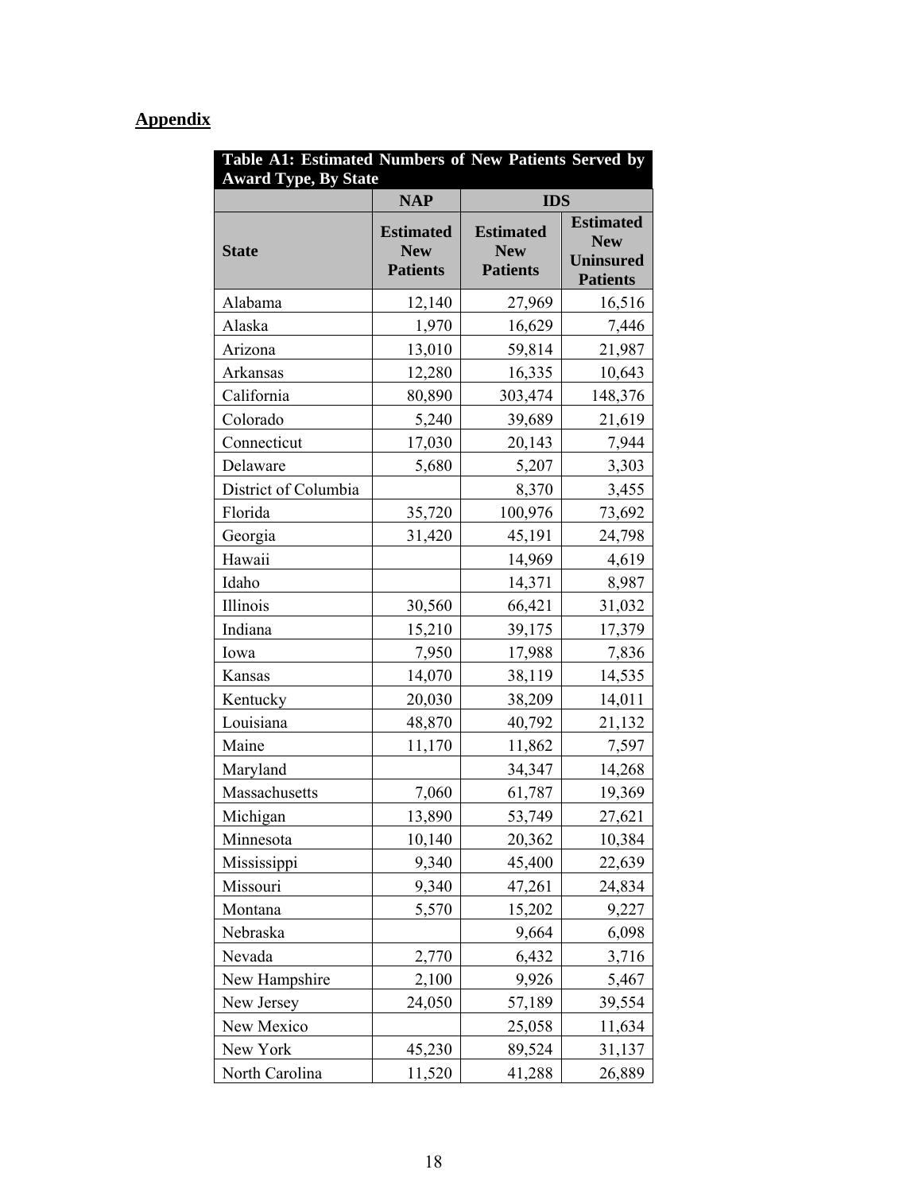## Appendix

| Table A1: Estimated Numbers of New Patients Served by Award Type, By State | | | |
|---|---|---|---|
| | NAP | IDS | |
| State | Estimated New Patients | Estimated New Patients | Estimated New Uninsured Patients |
| Alabama | 12,140 | 27,969 | 16,516 |
| Alaska | 1,970 | 16,629 | 7,446 |
| Arizona | 13,010 | 59,814 | 21,987 |
| Arkansas | 12,280 | 16,335 | 10,643 |
| California | 80,890 | 303,474 | 148,376 |
| Colorado | 5,240 | 39,689 | 21,619 |
| Connecticut | 17,030 | 20,143 | 7,944 |
| Delaware | 5,680 | 5,207 | 3,303 |
| District of Columbia | | 8,370 | 3,455 |
| Florida | 35,720 | 100,976 | 73,692 |
| Georgia | 31,420 | 45,191 | 24,798 |
| Hawaii | | 14,969 | 4,619 |
| Idaho | | 14,371 | 8,987 |
| Illinois | 30,560 | 66,421 | 31,032 |
| Indiana | 15,210 | 39,175 | 17,379 |
| Iowa | 7,950 | 17,988 | 7,836 |
| Kansas | 14,070 | 38,119 | 14,535 |
| Kentucky | 20,030 | 38,209 | 14,011 |
| Louisiana | 48,870 | 40,792 | 21,132 |
| Maine | 11,170 | 11,862 | 7,597 |
| Maryland | | 34,347 | 14,268 |
| Massachusetts | 7,060 | 61,787 | 19,369 |
| Michigan | 13,890 | 53,749 | 27,621 |
| Minnesota | 10,140 | 20,362 | 10,384 |
| Mississippi | 9,340 | 45,400 | 22,639 |
| Missouri | 9,340 | 47,261 | 24,834 |
| Montana | 5,570 | 15,202 | 9,227 |
| Nebraska | | 9,664 | 6,098 |
| Nevada | 2,770 | 6,432 | 3,716 |
| New Hampshire | 2,100 | 9,926 | 5,467 |
| New Jersey | 24,050 | 57,189 | 39,554 |
| New Mexico | | 25,058 | 11,634 |
| New York | 45,230 | 89,524 | 31,137 |
| North Carolina | 11,520 | 41,288 | 26,889 |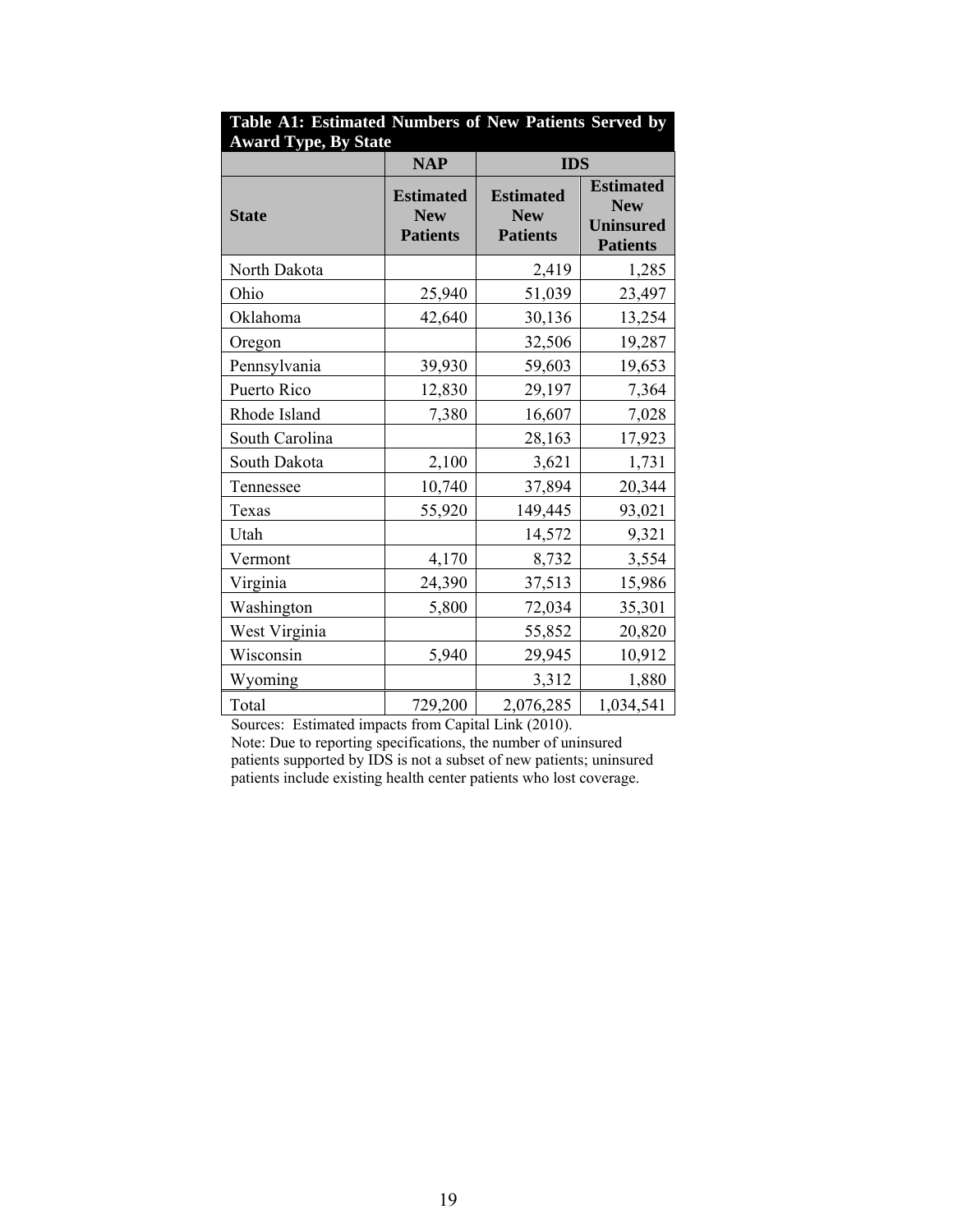**Table A1: Estimated Numbers of New Patients Served by Award Type, By State**

| | NAP | IDS | |
|---|---|---|---|
| State | Estimated New Patients | Estimated New Patients | Estimated New Uninsured Patients |
| North Dakota | | 2,419 | 1,285 |
| Ohio | 25,940 | 51,039 | 23,497 |
| Oklahoma | 42,640 | 30,136 | 13,254 |
| Oregon | | 32,506 | 19,287 |
| Pennsylvania | 39,930 | 59,603 | 19,653 |
| Puerto Rico | 12,830 | 29,197 | 7,364 |
| Rhode Island | 7,380 | 16,607 | 7,028 |
| South Carolina | | 28,163 | 17,923 |
| South Dakota | 2,100 | 3,621 | 1,731 |
| Tennessee | 10,740 | 37,894 | 20,344 |
| Texas | 55,920 | 149,445 | 93,021 |
| Utah | | 14,572 | 9,321 |
| Vermont | 4,170 | 8,732 | 3,554 |
| Virginia | 24,390 | 37,513 | 15,986 |
| Washington | 5,800 | 72,034 | 35,301 |
| West Virginia | | 55,852 | 20,820 |
| Wisconsin | 5,940 | 29,945 | 10,912 |
| Wyoming | | 3,312 | 1,880 |
| Total | 729,200 | 2,076,285 | 1,034,541 |

Sources: Estimated impacts from Capital Link (2010).
Note: Due to reporting specifications, the number of uninsured patients supported by IDS is not a subset of new patients; uninsured patients include existing health center patients who lost coverage.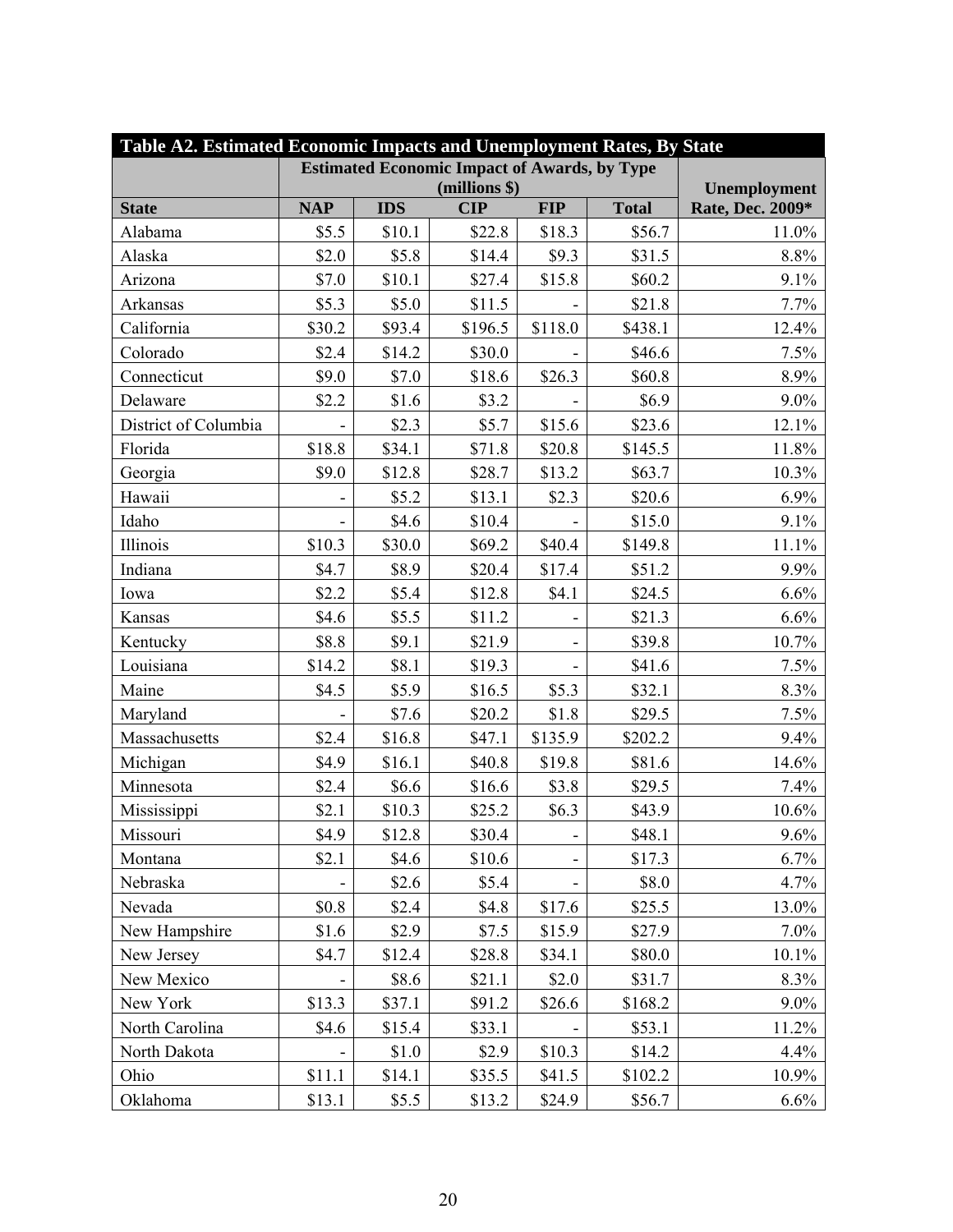**Table A2. Estimated Economic Impacts and Unemployment Rates, By State**

| | Estimated Economic Impact of Awards, by Type (millions $) | | | | | Unemployment |
|---|---|---|---|---|---|---|
| **State** | **NAP** | **IDS** | **CIP** | **FIP** | **Total** | **Rate, Dec. 2009*** |
| Alabama | $5.5 | $10.1 | $22.8 | $18.3 | $56.7 | 11.0% |
| Alaska | $2.0 | $5.8 | $14.4 | $9.3 | $31.5 | 8.8% |
| Arizona | $7.0 | $10.1 | $27.4 | $15.8 | $60.2 | 9.1% |
| Arkansas | $5.3 | $5.0 | $11.5 | - | $21.8 | 7.7% |
| California | $30.2 | $93.4 | $196.5 | $118.0 | $438.1 | 12.4% |
| Colorado | $2.4 | $14.2 | $30.0 | - | $46.6 | 7.5% |
| Connecticut | $9.0 | $7.0 | $18.6 | $26.3 | $60.8 | 8.9% |
| Delaware | $2.2 | $1.6 | $3.2 | - | $6.9 | 9.0% |
| District of Columbia | - | $2.3 | $5.7 | $15.6 | $23.6 | 12.1% |
| Florida | $18.8 | $34.1 | $71.8 | $20.8 | $145.5 | 11.8% |
| Georgia | $9.0 | $12.8 | $28.7 | $13.2 | $63.7 | 10.3% |
| Hawaii | - | $5.2 | $13.1 | $2.3 | $20.6 | 6.9% |
| Idaho | - | $4.6 | $10.4 | - | $15.0 | 9.1% |
| Illinois | $10.3 | $30.0 | $69.2 | $40.4 | $149.8 | 11.1% |
| Indiana | $4.7 | $8.9 | $20.4 | $17.4 | $51.2 | 9.9% |
| Iowa | $2.2 | $5.4 | $12.8 | $4.1 | $24.5 | 6.6% |
| Kansas | $4.6 | $5.5 | $11.2 | - | $21.3 | 6.6% |
| Kentucky | $8.8 | $9.1 | $21.9 | - | $39.8 | 10.7% |
| Louisiana | $14.2 | $8.1 | $19.3 | - | $41.6 | 7.5% |
| Maine | $4.5 | $5.9 | $16.5 | $5.3 | $32.1 | 8.3% |
| Maryland | - | $7.6 | $20.2 | $1.8 | $29.5 | 7.5% |
| Massachusetts | $2.4 | $16.8 | $47.1 | $135.9 | $202.2 | 9.4% |
| Michigan | $4.9 | $16.1 | $40.8 | $19.8 | $81.6 | 14.6% |
| Minnesota | $2.4 | $6.6 | $16.6 | $3.8 | $29.5 | 7.4% |
| Mississippi | $2.1 | $10.3 | $25.2 | $6.3 | $43.9 | 10.6% |
| Missouri | $4.9 | $12.8 | $30.4 | - | $48.1 | 9.6% |
| Montana | $2.1 | $4.6 | $10.6 | - | $17.3 | 6.7% |
| Nebraska | - | $2.6 | $5.4 | - | $8.0 | 4.7% |
| Nevada | $0.8 | $2.4 | $4.8 | $17.6 | $25.5 | 13.0% |
| New Hampshire | $1.6 | $2.9 | $7.5 | $15.9 | $27.9 | 7.0% |
| New Jersey | $4.7 | $12.4 | $28.8 | $34.1 | $80.0 | 10.1% |
| New Mexico | - | $8.6 | $21.1 | $2.0 | $31.7 | 8.3% |
| New York | $13.3 | $37.1 | $91.2 | $26.6 | $168.2 | 9.0% |
| North Carolina | $4.6 | $15.4 | $33.1 | - | $53.1 | 11.2% |
| North Dakota | - | $1.0 | $2.9 | $10.3 | $14.2 | 4.4% |
| Ohio | $11.1 | $14.1 | $35.5 | $41.5 | $102.2 | 10.9% |
| Oklahoma | $13.1 | $5.5 | $13.2 | $24.9 | $56.7 | 6.6% |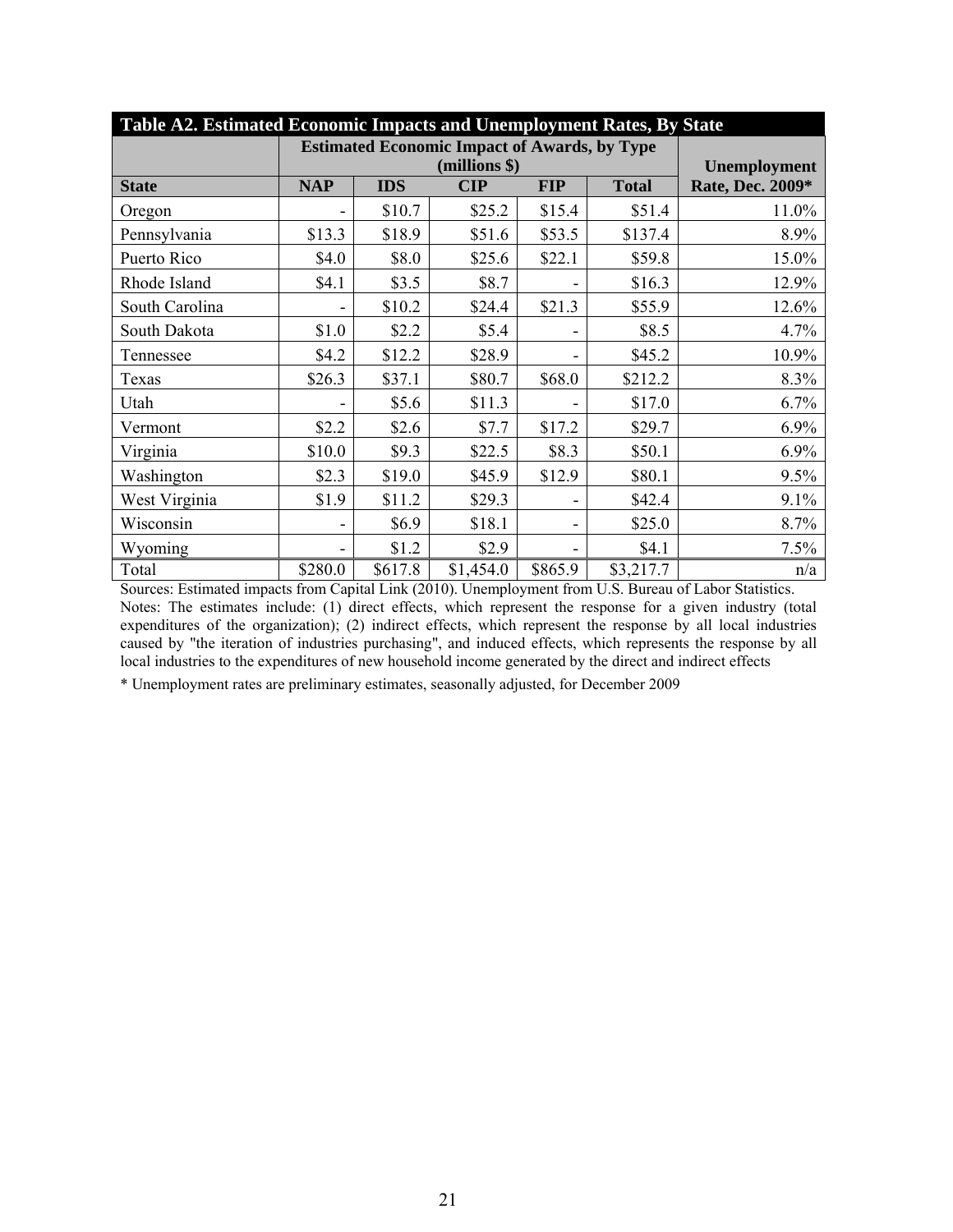| Table A2. Estimated Economic Impacts and Unemployment Rates, By State | | | | | | |
|---|---|---|---|---|---|---|
| | Estimated Economic Impact of Awards, by Type (millions $) | | | | | Unemployment |
| **State** | **NAP** | **IDS** | **CIP** | **FIP** | **Total** | **Rate, Dec. 2009*** |
| Oregon | - | $10.7 | $25.2 | $15.4 | $51.4 | 11.0% |
| Pennsylvania | $13.3 | $18.9 | $51.6 | $53.5 | $137.4 | 8.9% |
| Puerto Rico | $4.0 | $8.0 | $25.6 | $22.1 | $59.8 | 15.0% |
| Rhode Island | $4.1 | $3.5 | $8.7 | - | $16.3 | 12.9% |
| South Carolina | - | $10.2 | $24.4 | $21.3 | $55.9 | 12.6% |
| South Dakota | $1.0 | $2.2 | $5.4 | - | $8.5 | 4.7% |
| Tennessee | $4.2 | $12.2 | $28.9 | - | $45.2 | 10.9% |
| Texas | $26.3 | $37.1 | $80.7 | $68.0 | $212.2 | 8.3% |
| Utah | - | $5.6 | $11.3 | - | $17.0 | 6.7% |
| Vermont | $2.2 | $2.6 | $7.7 | $17.2 | $29.7 | 6.9% |
| Virginia | $10.0 | $9.3 | $22.5 | $8.3 | $50.1 | 6.9% |
| Washington | $2.3 | $19.0 | $45.9 | $12.9 | $80.1 | 9.5% |
| West Virginia | $1.9 | $11.2 | $29.3 | - | $42.4 | 9.1% |
| Wisconsin | - | $6.9 | $18.1 | - | $25.0 | 8.7% |
| Wyoming | - | $1.2 | $2.9 | - | $4.1 | 7.5% |
| Total | $280.0 | $617.8 | $1,454.0 | $865.9 | $3,217.7 | n/a |

Sources: Estimated impacts from Capital Link (2010). Unemployment from U.S. Bureau of Labor Statistics.
Notes: The estimates include: (1) direct effects, which represent the response for a given industry (total expenditures of the organization); (2) indirect effects, which represent the response by all local industries caused by "the iteration of industries purchasing", and induced effects, which represents the response by all local industries to the expenditures of new household income generated by the direct and indirect effects

* Unemployment rates are preliminary estimates, seasonally adjusted, for December 2009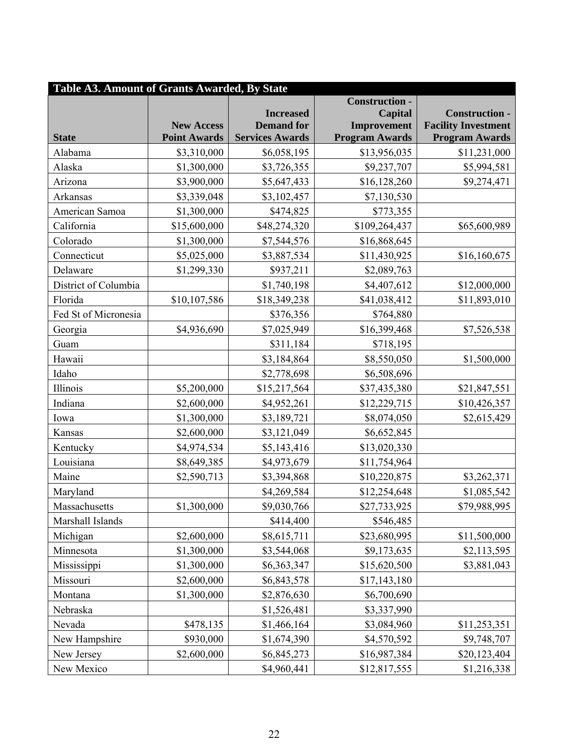**Table A3. Amount of Grants Awarded, By State**

| State | New Access Point Awards | Increased Demand for Services Awards | Construction - Capital Improvement Program Awards | Construction - Facility Investment Program Awards |
|---|---|---|---|---|
| Alabama | $3,310,000 | $6,058,195 | $13,956,035 | $11,231,000 |
| Alaska | $1,300,000 | $3,726,355 | $9,237,707 | $5,994,581 |
| Arizona | $3,900,000 | $5,647,433 | $16,128,260 | $9,274,471 |
| Arkansas | $3,339,048 | $3,102,457 | $7,130,530 | |
| American Samoa | $1,300,000 | $474,825 | $773,355 | |
| California | $15,600,000 | $48,274,320 | $109,264,437 | $65,600,989 |
| Colorado | $1,300,000 | $7,544,576 | $16,868,645 | |
| Connecticut | $5,025,000 | $3,887,534 | $11,430,925 | $16,160,675 |
| Delaware | $1,299,330 | $937,211 | $2,089,763 | |
| District of Columbia | | $1,740,198 | $4,407,612 | $12,000,000 |
| Florida | $10,107,586 | $18,349,238 | $41,038,412 | $11,893,010 |
| Fed St of Micronesia | | $376,356 | $764,880 | |
| Georgia | $4,936,690 | $7,025,949 | $16,399,468 | $7,526,538 |
| Guam | | $311,184 | $718,195 | |
| Hawaii | | $3,184,864 | $8,550,050 | $1,500,000 |
| Idaho | | $2,778,698 | $6,508,696 | |
| Illinois | $5,200,000 | $15,217,564 | $37,435,380 | $21,847,551 |
| Indiana | $2,600,000 | $4,952,261 | $12,229,715 | $10,426,357 |
| Iowa | $1,300,000 | $3,189,721 | $8,074,050 | $2,615,429 |
| Kansas | $2,600,000 | $3,121,049 | $6,652,845 | |
| Kentucky | $4,974,534 | $5,143,416 | $13,020,330 | |
| Louisiana | $8,649,385 | $4,973,679 | $11,754,964 | |
| Maine | $2,590,713 | $3,394,868 | $10,220,875 | $3,262,371 |
| Maryland | | $4,269,584 | $12,254,648 | $1,085,542 |
| Massachusetts | $1,300,000 | $9,030,766 | $27,733,925 | $79,988,995 |
| Marshall Islands | | $414,400 | $546,485 | |
| Michigan | $2,600,000 | $8,615,711 | $23,680,995 | $11,500,000 |
| Minnesota | $1,300,000 | $3,544,068 | $9,173,635 | $2,113,595 |
| Mississippi | $1,300,000 | $6,363,347 | $15,620,500 | $3,881,043 |
| Missouri | $2,600,000 | $6,843,578 | $17,143,180 | |
| Montana | $1,300,000 | $2,876,630 | $6,700,690 | |
| Nebraska | | $1,526,481 | $3,337,990 | |
| Nevada | $478,135 | $1,466,164 | $3,084,960 | $11,253,351 |
| New Hampshire | $930,000 | $1,674,390 | $4,570,592 | $9,748,707 |
| New Jersey | $2,600,000 | $6,845,273 | $16,987,384 | $20,123,404 |
| New Mexico | | $4,960,441 | $12,817,555 | $1,216,338 |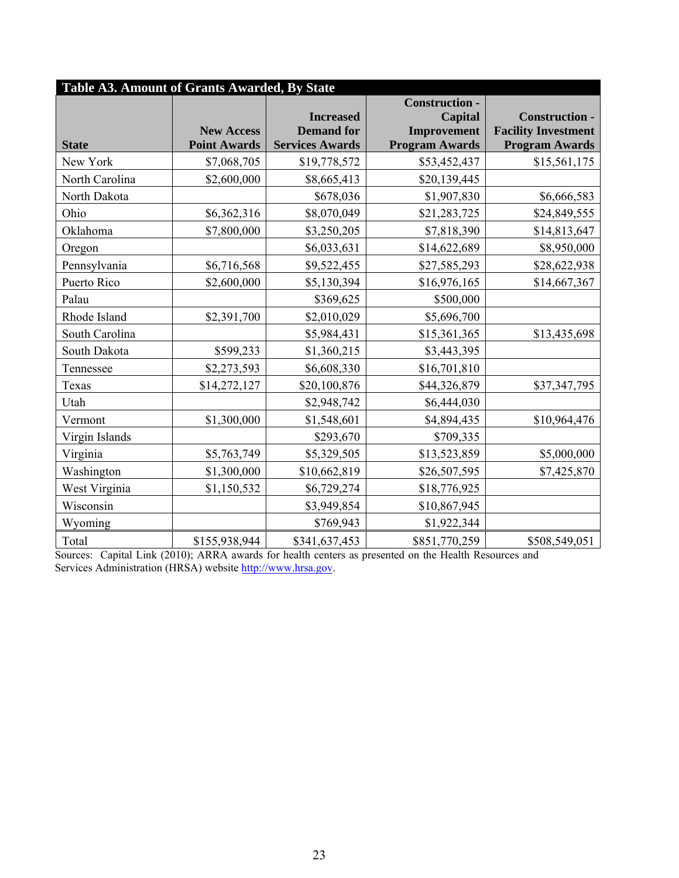**Table A3. Amount of Grants Awarded, By State**

| State | New Access Point Awards | Increased Demand for Services Awards | Construction - Capital Improvement Program Awards | Construction - Facility Investment Program Awards |
|---|---|---|---|---|
| New York | $7,068,705 | $19,778,572 | $53,452,437 | $15,561,175 |
| North Carolina | $2,600,000 | $8,665,413 | $20,139,445 | |
| North Dakota | | $678,036 | $1,907,830 | $6,666,583 |
| Ohio | $6,362,316 | $8,070,049 | $21,283,725 | $24,849,555 |
| Oklahoma | $7,800,000 | $3,250,205 | $7,818,390 | $14,813,647 |
| Oregon | | $6,033,631 | $14,622,689 | $8,950,000 |
| Pennsylvania | $6,716,568 | $9,522,455 | $27,585,293 | $28,622,938 |
| Puerto Rico | $2,600,000 | $5,130,394 | $16,976,165 | $14,667,367 |
| Palau | | $369,625 | $500,000 | |
| Rhode Island | $2,391,700 | $2,010,029 | $5,696,700 | |
| South Carolina | | $5,984,431 | $15,361,365 | $13,435,698 |
| South Dakota | $599,233 | $1,360,215 | $3,443,395 | |
| Tennessee | $2,273,593 | $6,608,330 | $16,701,810 | |
| Texas | $14,272,127 | $20,100,876 | $44,326,879 | $37,347,795 |
| Utah | | $2,948,742 | $6,444,030 | |
| Vermont | $1,300,000 | $1,548,601 | $4,894,435 | $10,964,476 |
| Virgin Islands | | $293,670 | $709,335 | |
| Virginia | $5,763,749 | $5,329,505 | $13,523,859 | $5,000,000 |
| Washington | $1,300,000 | $10,662,819 | $26,507,595 | $7,425,870 |
| West Virginia | $1,150,532 | $6,729,274 | $18,776,925 | |
| Wisconsin | | $3,949,854 | $10,867,945 | |
| Wyoming | | $769,943 | $1,922,344 | |
| Total | $155,938,944 | $341,637,453 | $851,770,259 | $508,549,051 |

Sources: Capital Link (2010); ARRA awards for health centers as presented on the Health Resources and Services Administration (HRSA) website http://www.hrsa.gov.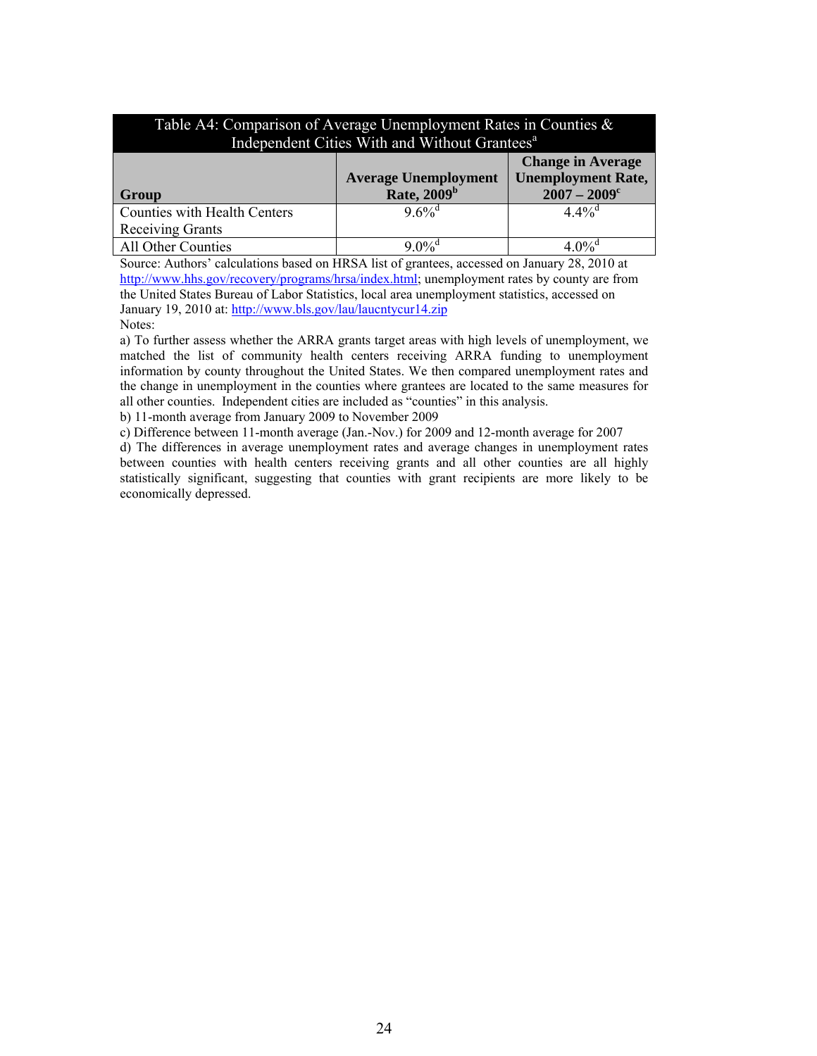Table A4: Comparison of Average Unemployment Rates in Counties & Independent Cities With and Without Grantees[a]

| Group | Average Unemployment Rate, 2009[b] | Change in Average Unemployment Rate, 2007 – 2009[c] |
|---|---|---|
| Counties with Health Centers Receiving Grants | 9.6%[d] | 4.4%[d] |
| All Other Counties | 9.0%[d] | 4.0%[d] |

Source: Authors' calculations based on HRSA list of grantees, accessed on January 28, 2010 at http://www.hhs.gov/recovery/programs/hrsa/index.html; unemployment rates by county are from the United States Bureau of Labor Statistics, local area unemployment statistics, accessed on January 19, 2010 at: http://www.bls.gov/lau/laucntycur14.zip

Notes:

a) To further assess whether the ARRA grants target areas with high levels of unemployment, we matched the list of community health centers receiving ARRA funding to unemployment information by county throughout the United States. We then compared unemployment rates and the change in unemployment in the counties where grantees are located to the same measures for all other counties. Independent cities are included as "counties" in this analysis.

b) 11-month average from January 2009 to November 2009

c) Difference between 11-month average (Jan.-Nov.) for 2009 and 12-month average for 2007

d) The differences in average unemployment rates and average changes in unemployment rates between counties with health centers receiving grants and all other counties are all highly statistically significant, suggesting that counties with grant recipients are more likely to be economically depressed.